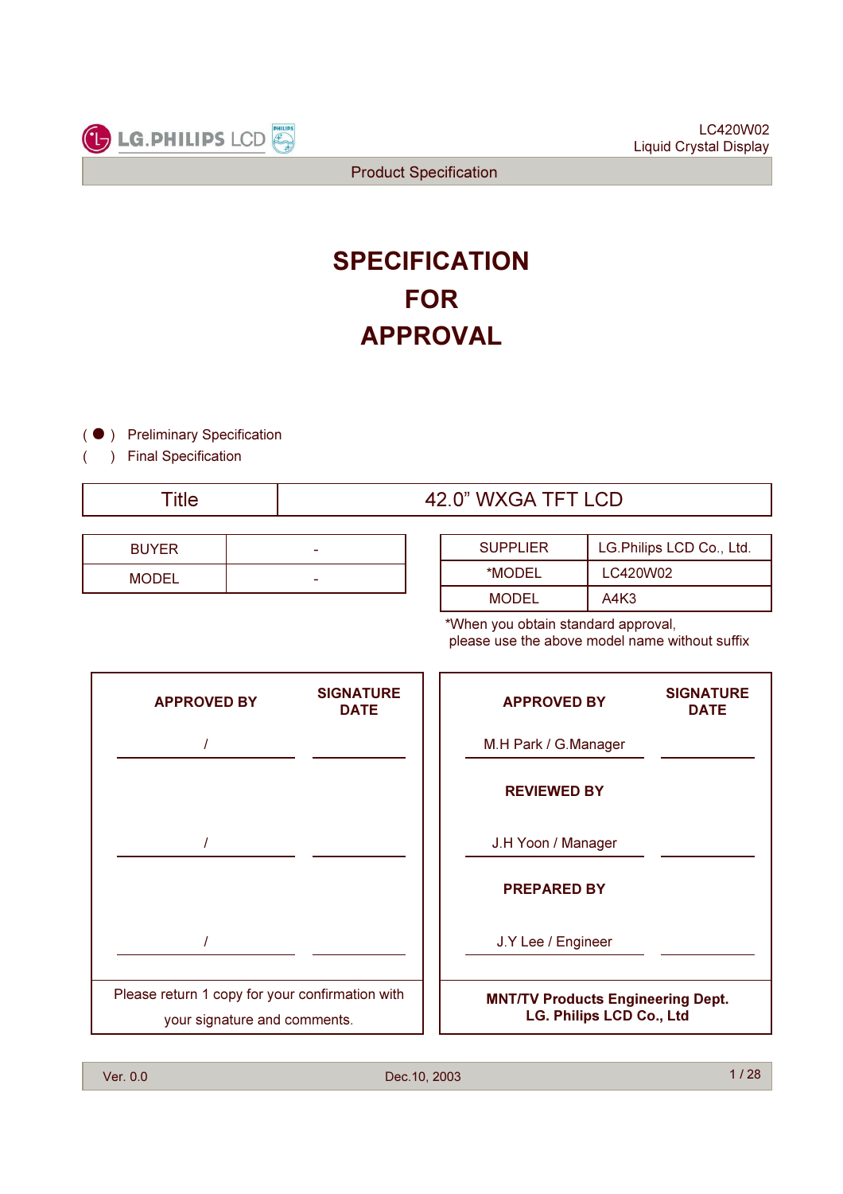# SPECIFICATION FOR APPROVAL

( ● ) Preliminary Specification
(   ) Final Specification

| Title | 42.0" WXGA TFT LCD |
|---|---|

| BUYER | - |
|---|---|
| MODEL | - |

| SUPPLIER | LG.Philips LCD Co., Ltd. |
|---|---|
| *MODEL | LC420W02 |
| MODEL | A4K3 |

*When you obtain standard approval, please use the above model name without suffix

| APPROVED BY | SIGNATURE DATE |
|---|---|
| / | |
| / | |
| / | |

Please return 1 copy for your confirmation with your signature and comments.

| APPROVED BY | SIGNATURE DATE |
|---|---|
| M.H Park / G.Manager | |
| **REVIEWED BY** | |
| J.H Yoon / Manager | |
| **PREPARED BY** | |
| J.Y Lee / Engineer | |

**MNT/TV Products Engineering Dept.**
**LG. Philips LCD Co., Ltd**

Ver. 0.0 Dec.10, 2003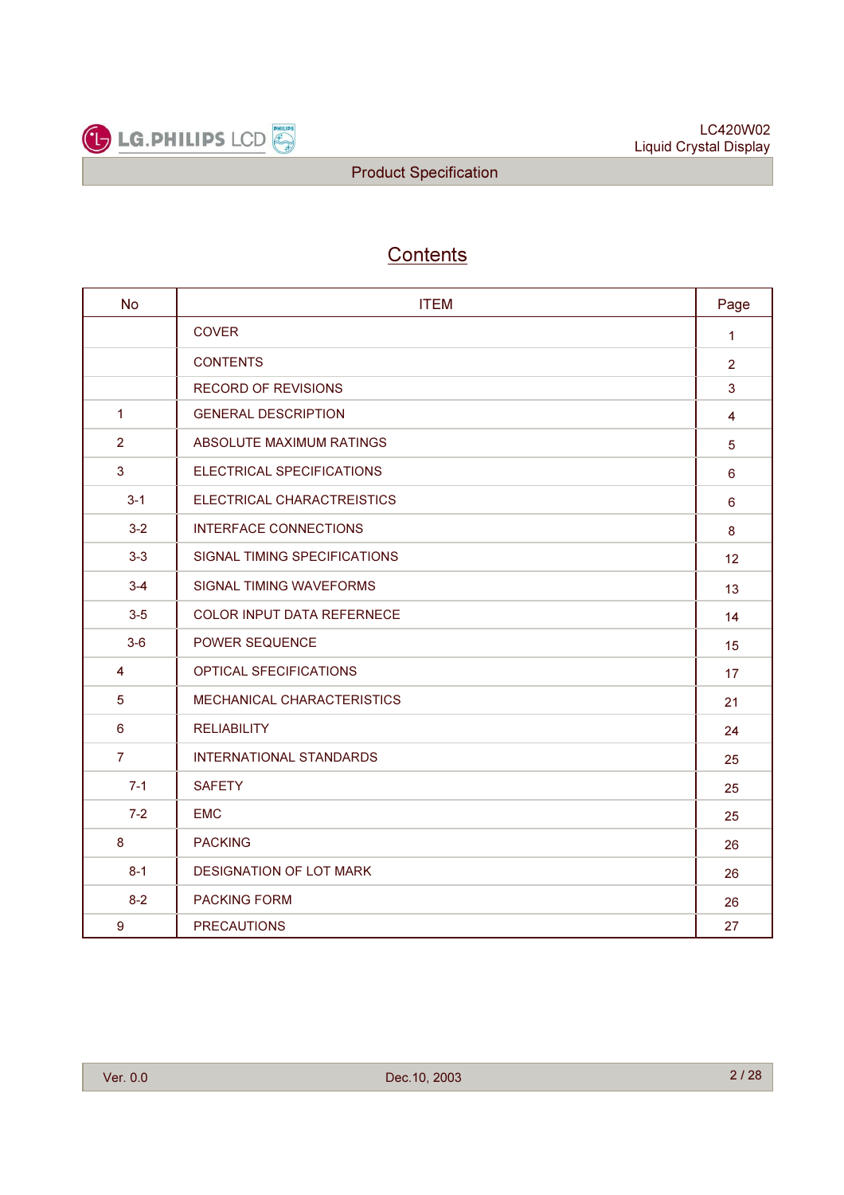# Contents

| No | ITEM | Page |
|---|---|---|
| | COVER | 1 |
| | CONTENTS | 2 |
| | RECORD OF REVISIONS | 3 |
| 1 | GENERAL DESCRIPTION | 4 |
| 2 | ABSOLUTE MAXIMUM RATINGS | 5 |
| 3 | ELECTRICAL SPECIFICATIONS | 6 |
| 3-1 | ELECTRICAL CHARACTREISTICS | 6 |
| 3-2 | INTERFACE CONNECTIONS | 8 |
| 3-3 | SIGNAL TIMING SPECIFICATIONS | 12 |
| 3-4 | SIGNAL TIMING WAVEFORMS | 13 |
| 3-5 | COLOR INPUT DATA REFERNECE | 14 |
| 3-6 | POWER SEQUENCE | 15 |
| 4 | OPTICAL SFECIFICATIONS | 17 |
| 5 | MECHANICAL CHARACTERISTICS | 21 |
| 6 | RELIABILITY | 24 |
| 7 | INTERNATIONAL STANDARDS | 25 |
| 7-1 | SAFETY | 25 |
| 7-2 | EMC | 25 |
| 8 | PACKING | 26 |
| 8-1 | DESIGNATION OF LOT MARK | 26 |
| 8-2 | PACKING FORM | 26 |
| 9 | PRECAUTIONS | 27 |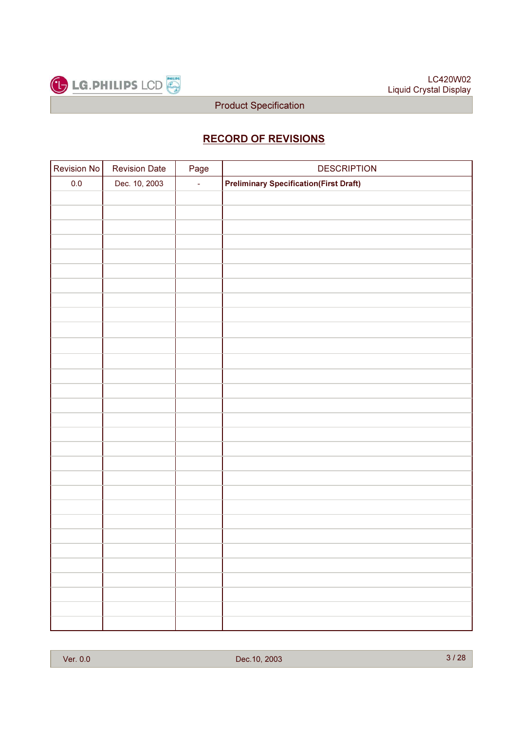## RECORD OF REVISIONS

| Revision No | Revision Date | Page | DESCRIPTION |
|---|---|---|---|
| 0.0 | Dec. 10, 2003 | - | **Preliminary Specification(First Draft)** |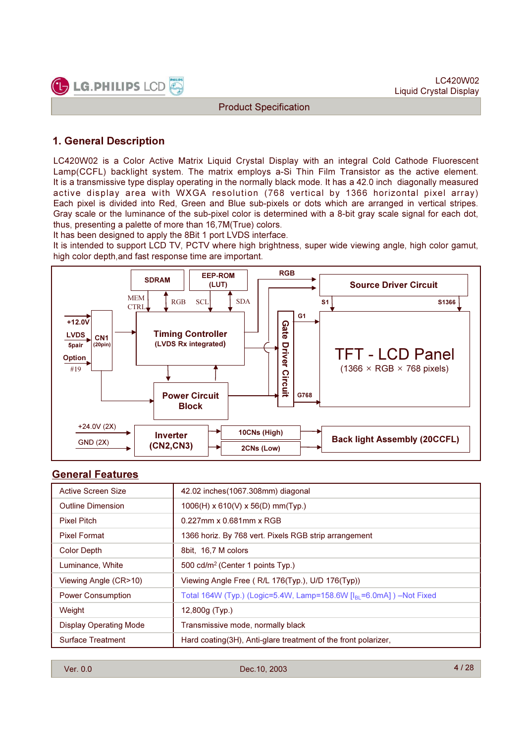# 1. General Description

LC420W02 is a Color Active Matrix Liquid Crystal Display with an integral Cold Cathode Fluorescent Lamp(CCFL) backlight system. The matrix employs a-Si Thin Film Transistor as the active element. It is a transmissive type display operating in the normally black mode. It has a 42.0 inch diagonally measured active display area with WXGA resolution (768 vertical by 1366 horizontal pixel array) Each pixel is divided into Red, Green and Blue sub-pixels or dots which are arranged in vertical stripes. Gray scale or the luminance of the sub-pixel color is determined with a 8-bit gray scale signal for each dot, thus, presenting a palette of more than 16,7M(True) colors.
It has been designed to apply the 8Bit 1 port LVDS interface.
It is intended to support LCD TV, PCTV where high brightness, super wide viewing angle, high color gamut, high color depth,and fast response time are important.

SDRAM | EEP-ROM (LUT) | RGB | Source Driver Circuit | MEM CTRL | RGB | SCL | SDA | S1 | S1366 | +12.0V | LVDS 5pair | Option #19 | CN1 (20pin) | Timing Controller (LVDS Rx integrated) | G1 | Gate Driver Circuit | TFT - LCD Panel (1366 × RGB × 768 pixels) | G768 | Power Circuit Block | +24.0V (2X) | GND (2X) | Inverter (CN2,CN3) | 10CNs (High) | 2CNs (Low) | Back light Assembly (20CCFL)

## General Features

| | |
|---|---|
| Active Screen Size | 42.02 inches(1067.308mm) diagonal |
| Outline Dimension | 1006(H) x 610(V) x 56(D) mm(Typ.) |
| Pixel Pitch | 0.227mm x 0.681mm x RGB |
| Pixel Format | 1366 horiz. By 768 vert. Pixels RGB strip arrangement |
| Color Depth | 8bit, 16,7 M colors |
| Luminance, White | 500 cd/m$^2$ (Center 1 points Typ.) |
| Viewing Angle (CR>10) | Viewing Angle Free ( R/L 176(Typ.), U/D 176(Typ)) |
| Power Consumption | Total 164W (Typ.) (Logic=5.4W, Lamp=158.6W [$I_{BL}$=6.0mA] ) –Not Fixed |
| Weight | 12,800g (Typ.) |
| Display Operating Mode | Transmissive mode, normally black |
| Surface Treatment | Hard coating(3H), Anti-glare treatment of the front polarizer, |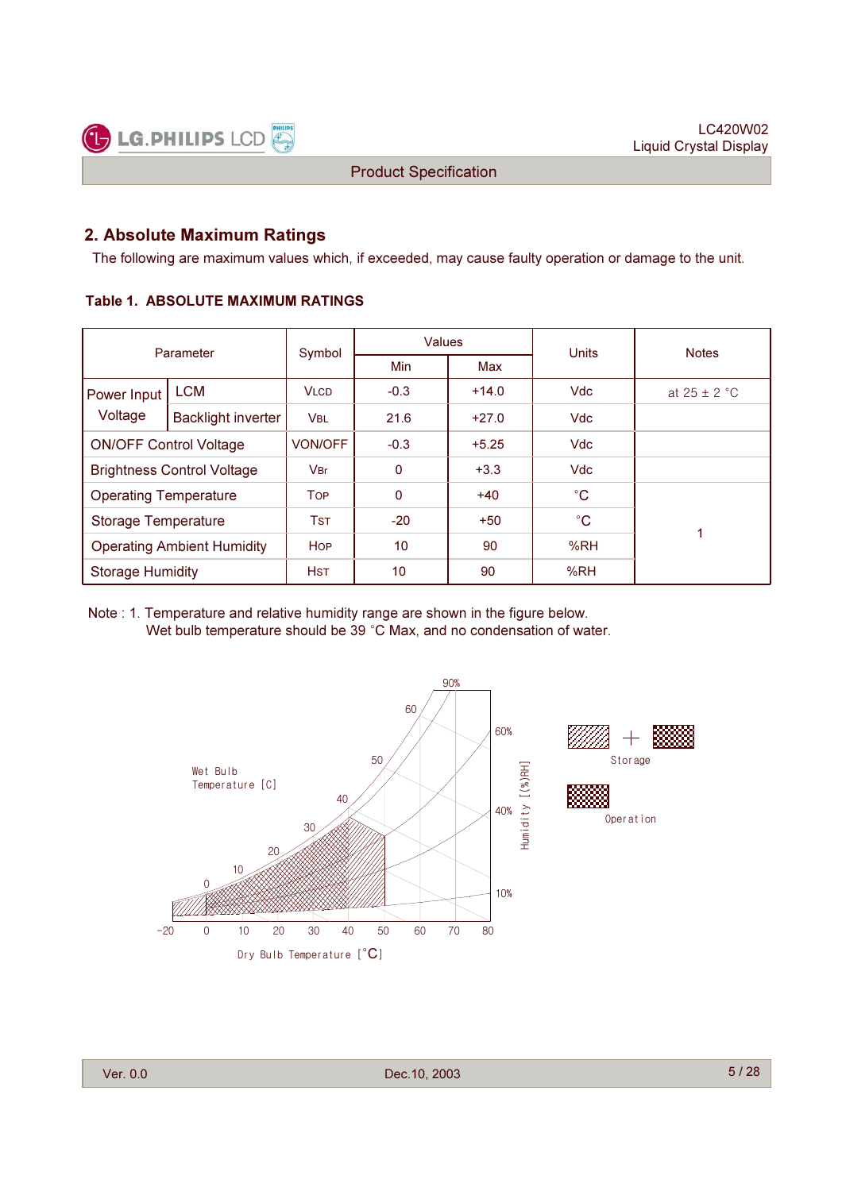## 2. Absolute Maximum Ratings

The following are maximum values which, if exceeded, may cause faulty operation or damage to the unit.

**Table 1. ABSOLUTE MAXIMUM RATINGS**

| Parameter | | Symbol | Values | | Units | Notes |
|---|---|---|---|---|---|---|
| | | | Min | Max | | |
| Power Input Voltage | LCM | VLCD | -0.3 | +14.0 | Vdc | at 25 ± 2 °C |
| | Backlight inverter | VBL | 21.6 | +27.0 | Vdc | |
| ON/OFF Control Voltage | | VON/OFF | -0.3 | +5.25 | Vdc | |
| Brightness Control Voltage | | VBr | 0 | +3.3 | Vdc | |
| Operating Temperature | | TOP | 0 | +40 | °C | 1 |
| Storage Temperature | | TST | -20 | +50 | °C | 1 |
| Operating Ambient Humidity | | HOP | 10 | 90 | %RH | 1 |
| Storage Humidity | | HST | 10 | 90 | %RH | 1 |

Note : 1. Temperature and relative humidity range are shown in the figure below.
Wet bulb temperature should be 39 °C Max, and no condensation of water.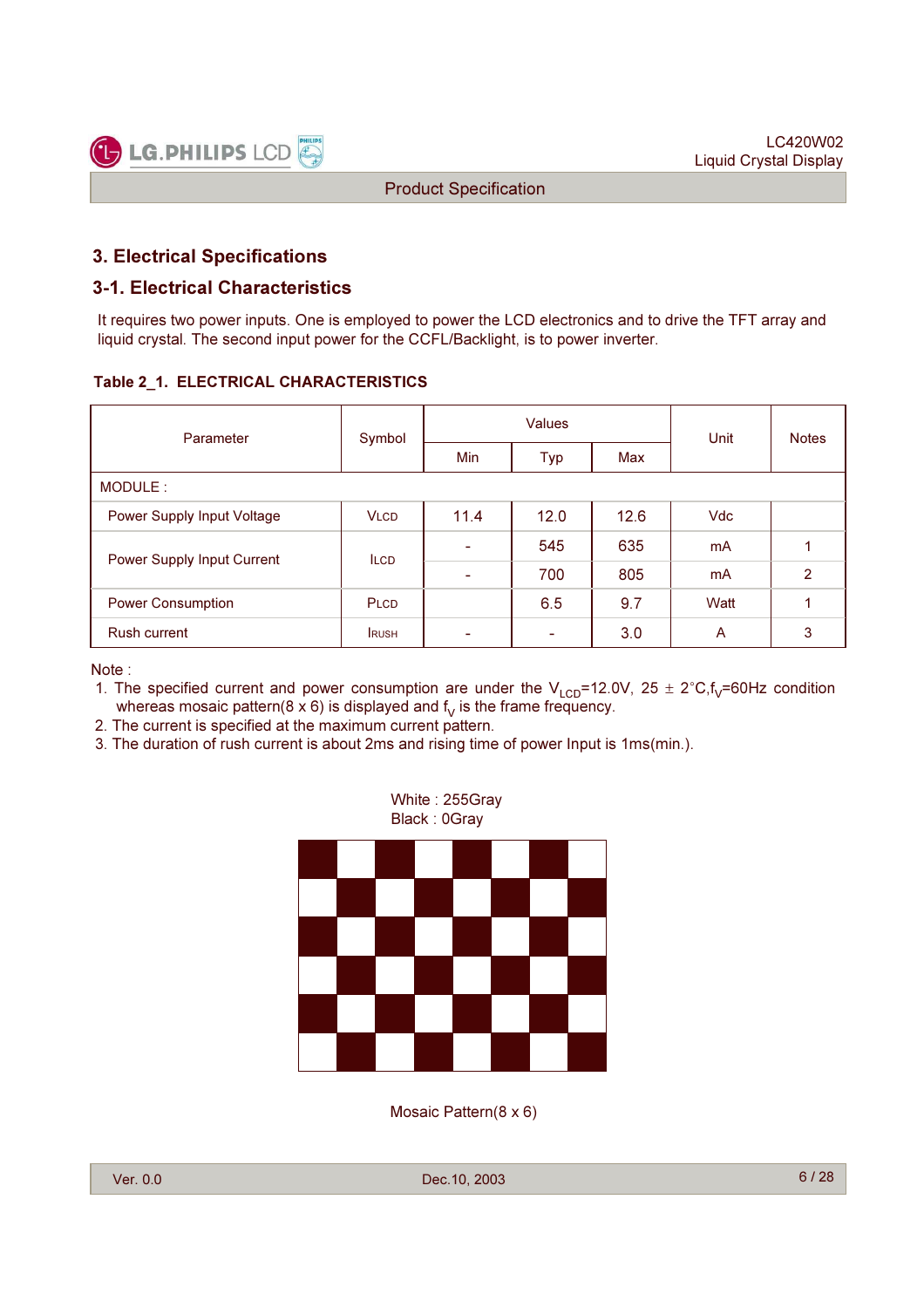## 3. Electrical Specifications

### 3-1. Electrical Characteristics

It requires two power inputs. One is employed to power the LCD electronics and to drive the TFT array and liquid crystal. The second input power for the CCFL/Backlight, is to power inverter.

**Table 2_1. ELECTRICAL CHARACTERISTICS**

| Parameter | Symbol | Values | | | Unit | Notes |
|---|---|---|---|---|---|---|
| | | Min | Typ | Max | | |
| MODULE : | | | | | | |
| Power Supply Input Voltage | $V_{LCD}$ | 11.4 | 12.0 | 12.6 | Vdc | |
| Power Supply Input Current | $I_{LCD}$ | - | 545 | 635 | mA | 1 |
| | | - | 700 | 805 | mA | 2 |
| Power Consumption | $P_{LCD}$ | | 6.5 | 9.7 | Watt | 1 |
| Rush current | $I_{RUSH}$ | - | - | 3.0 | A | 3 |

Note :
1. The specified current and power consumption are under the $V_{LCD}$=12.0V, 25 ± 2°C,$f_V$=60Hz condition whereas mosaic pattern(8 x 6) is displayed and $f_V$ is the frame frequency.
2. The current is specified at the maximum current pattern.
3. The duration of rush current is about 2ms and rising time of power Input is 1ms(min.).

White : 255Gray
Black : 0Gray

Mosaic Pattern(8 x 6)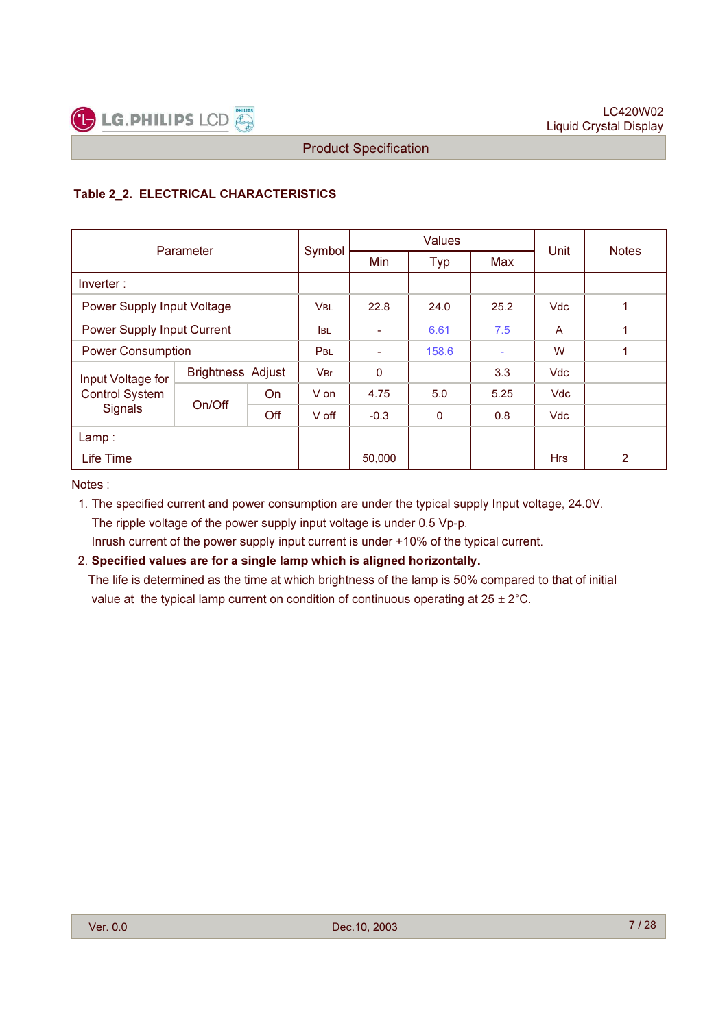### Table 2_2. ELECTRICAL CHARACTERISTICS

| Parameter | | | Symbol | Values | | | Unit | Notes |
|---|---|---|---|---|---|---|---|---|
| | | | | Min | Typ | Max | | |
| Inverter : | | | | | | | | |
| Power Supply Input Voltage | | | $V_{BL}$ | 22.8 | 24.0 | 25.2 | Vdc | 1 |
| Power Supply Input Current | | | $I_{BL}$ | - | 6.61 | 7.5 | A | 1 |
| Power Consumption | | | $P_{BL}$ | - | 158.6 | - | W | 1 |
| Input Voltage for Control System Signals | Brightness Adjust | | $V_{Br}$ | 0 | | 3.3 | Vdc | |
| | On/Off | On | V on | 4.75 | 5.0 | 5.25 | Vdc | |
| | | Off | V off | -0.3 | 0 | 0.8 | Vdc | |
| Lamp : | | | | | | | | |
| Life Time | | | | 50,000 | | | Hrs | 2 |

Notes :

1. The specified current and power consumption are under the typical supply Input voltage, 24.0V.
   The ripple voltage of the power supply input voltage is under 0.5 Vp-p.
   Inrush current of the power supply input current is under +10% of the typical current.
2. **Specified values are for a single lamp which is aligned horizontally.**
   The life is determined as the time at which brightness of the lamp is 50% compared to that of initial value at the typical lamp current on condition of continuous operating at 25 ± 2°C.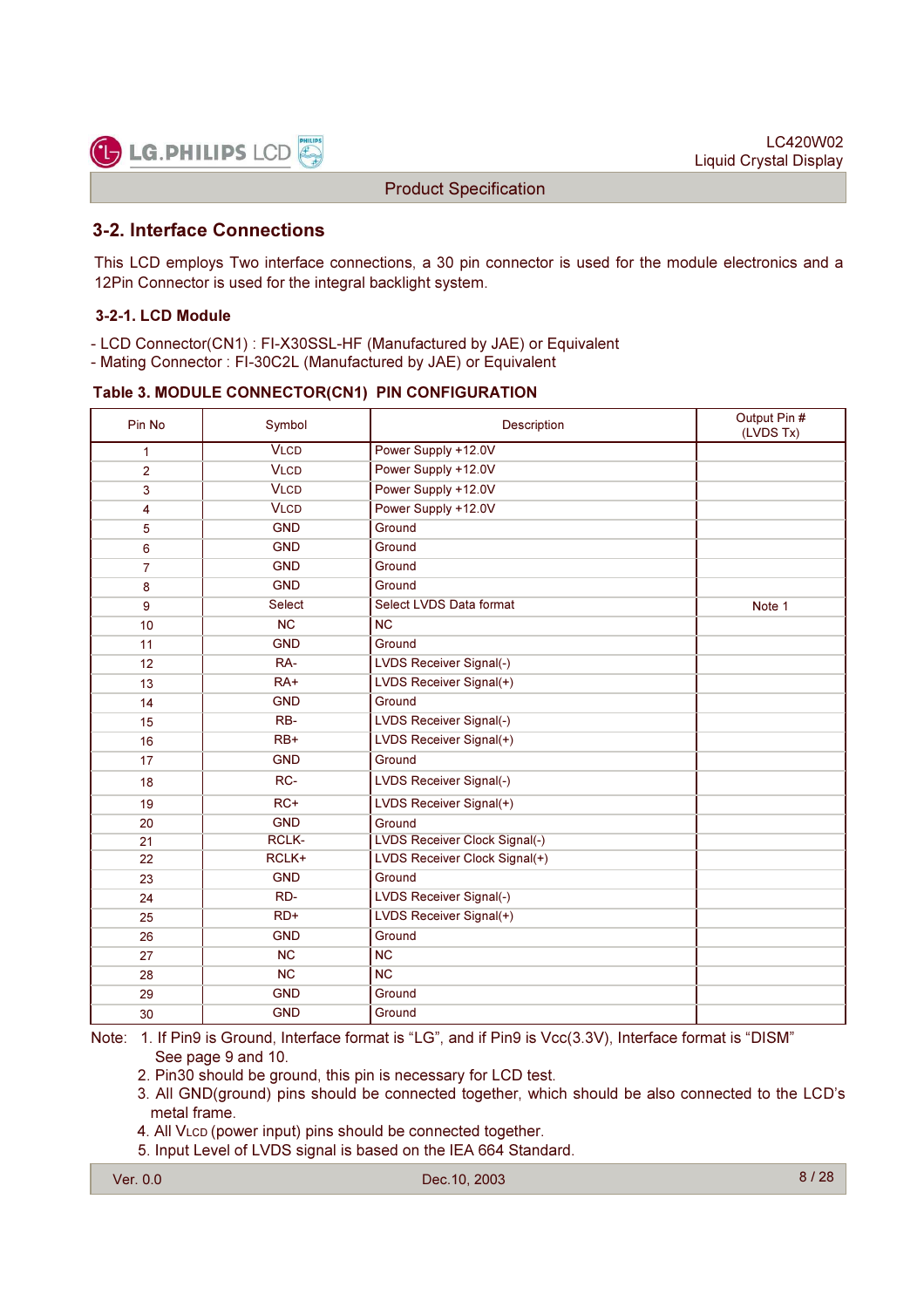## 3-2. Interface Connections

This LCD employs Two interface connections, a 30 pin connector is used for the module electronics and a 12Pin Connector is used for the integral backlight system.

### 3-2-1. LCD Module

- LCD Connector(CN1) : FI-X30SSL-HF (Manufactured by JAE) or Equivalent
- Mating Connector : FI-30C2L (Manufactured by JAE) or Equivalent

**Table 3. MODULE CONNECTOR(CN1) PIN CONFIGURATION**

| Pin No | Symbol | Description | Output Pin # (LVDS Tx) |
|---|---|---|---|
| 1 | VLCD | Power Supply +12.0V | |
| 2 | VLCD | Power Supply +12.0V | |
| 3 | VLCD | Power Supply +12.0V | |
| 4 | VLCD | Power Supply +12.0V | |
| 5 | GND | Ground | |
| 6 | GND | Ground | |
| 7 | GND | Ground | |
| 8 | GND | Ground | |
| 9 | Select | Select LVDS Data format | Note 1 |
| 10 | NC | NC | |
| 11 | GND | Ground | |
| 12 | RA- | LVDS Receiver Signal(-) | |
| 13 | RA+ | LVDS Receiver Signal(+) | |
| 14 | GND | Ground | |
| 15 | RB- | LVDS Receiver Signal(-) | |
| 16 | RB+ | LVDS Receiver Signal(+) | |
| 17 | GND | Ground | |
| 18 | RC- | LVDS Receiver Signal(-) | |
| 19 | RC+ | LVDS Receiver Signal(+) | |
| 20 | GND | Ground | |
| 21 | RCLK- | LVDS Receiver Clock Signal(-) | |
| 22 | RCLK+ | LVDS Receiver Clock Signal(+) | |
| 23 | GND | Ground | |
| 24 | RD- | LVDS Receiver Signal(-) | |
| 25 | RD+ | LVDS Receiver Signal(+) | |
| 26 | GND | Ground | |
| 27 | NC | NC | |
| 28 | NC | NC | |
| 29 | GND | Ground | |
| 30 | GND | Ground | |

Note:
1. If Pin9 is Ground, Interface format is “LG”, and if Pin9 is Vcc(3.3V), Interface format is “DISM” See page 9 and 10.
2. Pin30 should be ground, this pin is necessary for LCD test.
3. All GND(ground) pins should be connected together, which should be also connected to the LCD’s metal frame.
4. All VLCD (power input) pins should be connected together.
5. Input Level of LVDS signal is based on the IEA 664 Standard.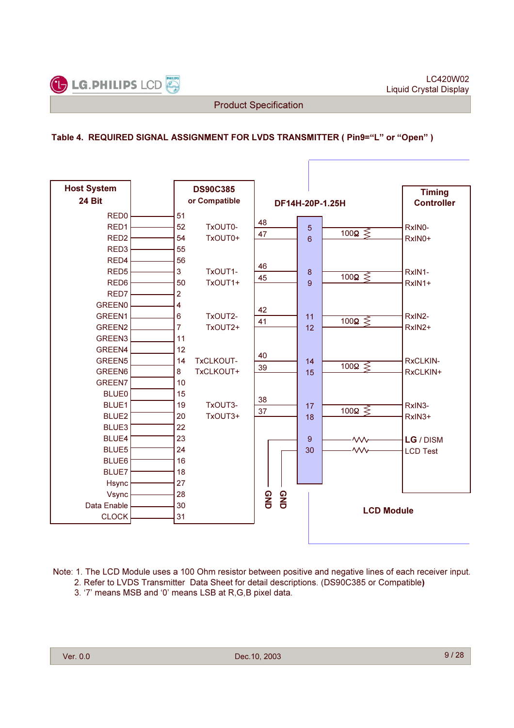### Table 4. REQUIRED SIGNAL ASSIGNMENT FOR LVDS TRANSMITTER ( Pin9=“L” or “Open” )

| Host System 24 Bit | DS90C385 or Compatible (Pin) | DS90C385 Output | DS90C385 Output Pin | DF14H-20P-1.25H | Timing Controller |
|---|---|---|---|---|---|
| RED0 | 51 | | | | |
| RED1 | 52 | TxOUT0- | 48 | 5 | RxIN0- |
| RED2 | 54 | TxOUT0+ | 47 | 6 | RxIN0+ |
| RED3 | 55 | | | | |
| RED4 | 56 | | | | |
| RED5 | 3 | TxOUT1- | 46 | 8 | RxIN1- |
| RED6 | 50 | TxOUT1+ | 45 | 9 | RxIN1+ |
| RED7 | 2 | | | | |
| GREEN0 | 4 | | | | |
| GREEN1 | 6 | TxOUT2- | 42 | 11 | RxIN2- |
| GREEN2 | 7 | TxOUT2+ | 41 | 12 | RxIN2+ |
| GREEN3 | 11 | | | | |
| GREEN4 | 12 | | | | |
| GREEN5 | 14 | TxCLKOUT- | 40 | 14 | RxCLKIN- |
| GREEN6 | 8 | TxCLKOUT+ | 39 | 15 | RxCLKIN+ |
| GREEN7 | 10 | | | | |
| BLUE0 | 15 | | | | |
| BLUE1 | 19 | TxOUT3- | 38 | 17 | RxIN3- |
| BLUE2 | 20 | TxOUT3+ | 37 | 18 | RxIN3+ |
| BLUE3 | 22 | | GND | 9 | LG / DISM |
| BLUE4 | 23 | | GND | 30 | LCD Test |
| BLUE5 | 24 | | | | |
| BLUE6 | 16 | | | | |
| BLUE7 | 18 | | | | |
| Hsync | 27 | | | | |
| Vsync | 28 | | | | |
| Data Enable | 30 | | | | |
| CLOCK | 31 | | | | |

100Ω resistor between each differential pair (RxIN0, RxIN1, RxIN2, RxCLKIN, RxIN3) at the Timing Controller input.

LCD Module

Note: 1. The LCD Module uses a 100 Ohm resistor between positive and negative lines of each receiver input.
2. Refer to LVDS Transmitter Data Sheet for detail descriptions. (DS90C385 or Compatible)
3. ‘7’ means MSB and ‘0’ means LSB at R,G,B pixel data.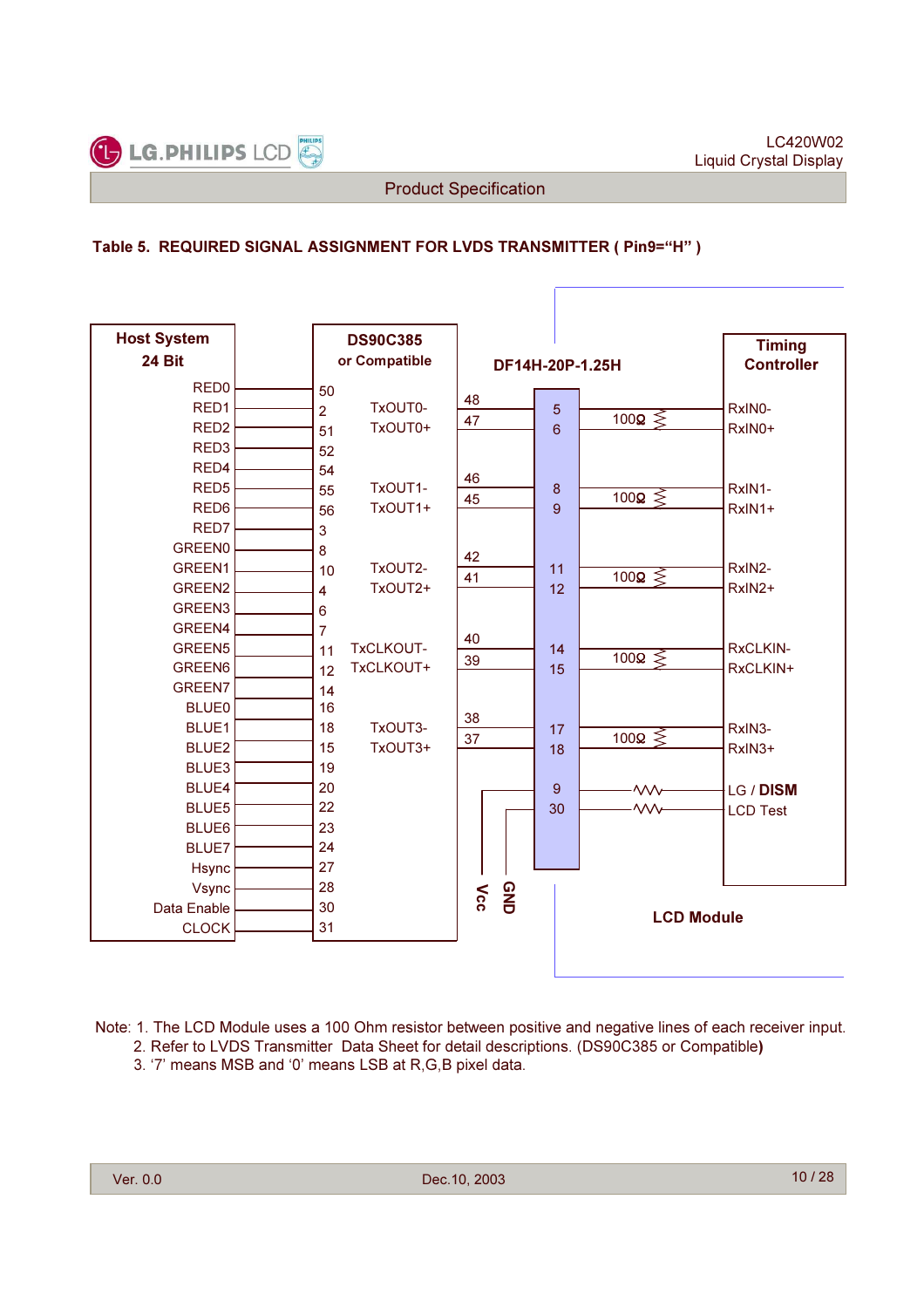### Table 5. REQUIRED SIGNAL ASSIGNMENT FOR LVDS TRANSMITTER ( Pin9="H" )

| Host System 24 Bit | DS90C385 or Compatible (Pin) | DS90C385 Output | Output Pin | DF14H-20P-1.25H | Timing Controller |
|---|---|---|---|---|---|
| RED0 | 50 | | | | |
| RED1 | 2 | TxOUT0- | 48 | 5 | RxIN0- |
| RED2 | 51 | TxOUT0+ | 47 | 6 | RxIN0+ |
| RED3 | 52 | | | | |
| RED4 | 54 | | | | |
| RED5 | 55 | TxOUT1- | 46 | 8 | RxIN1- |
| RED6 | 56 | TxOUT1+ | 45 | 9 | RxIN1+ |
| RED7 | 3 | | | | |
| GREEN0 | 8 | | | | |
| GREEN1 | 10 | TxOUT2- | 42 | 11 | RxIN2- |
| GREEN2 | 4 | TxOUT2+ | 41 | 12 | RxIN2+ |
| GREEN3 | 6 | | | | |
| GREEN4 | 7 | | | | |
| GREEN5 | 11 | TxCLKOUT- | 40 | 14 | RxCLKIN- |
| GREEN6 | 12 | TxCLKOUT+ | 39 | 15 | RxCLKIN+ |
| GREEN7 | 14 | | | | |
| BLUE0 | 16 | | | | |
| BLUE1 | 18 | TxOUT3- | 38 | 17 | RxIN3- |
| BLUE2 | 15 | TxOUT3+ | 37 | 18 | RxIN3+ |
| BLUE3 | 19 | | | | |
| BLUE4 | 20 | | Vcc | 9 | LG / DISM |
| BLUE5 | 22 | | GND | 30 | LCD Test |
| BLUE6 | 23 | | | | |
| BLUE7 | 24 | | | | |
| Hsync | 27 | | | | |
| Vsync | 28 | | | | |
| Data Enable | 30 | | | | |
| CLOCK | 31 | | | | |

(100Ω termination between each receiver pair in the LCD Module)

LCD Module

Note: 1. The LCD Module uses a 100 Ohm resistor between positive and negative lines of each receiver input.
2. Refer to LVDS Transmitter Data Sheet for detail descriptions. (DS90C385 or Compatible**)**
3. '7' means MSB and '0' means LSB at R,G,B pixel data.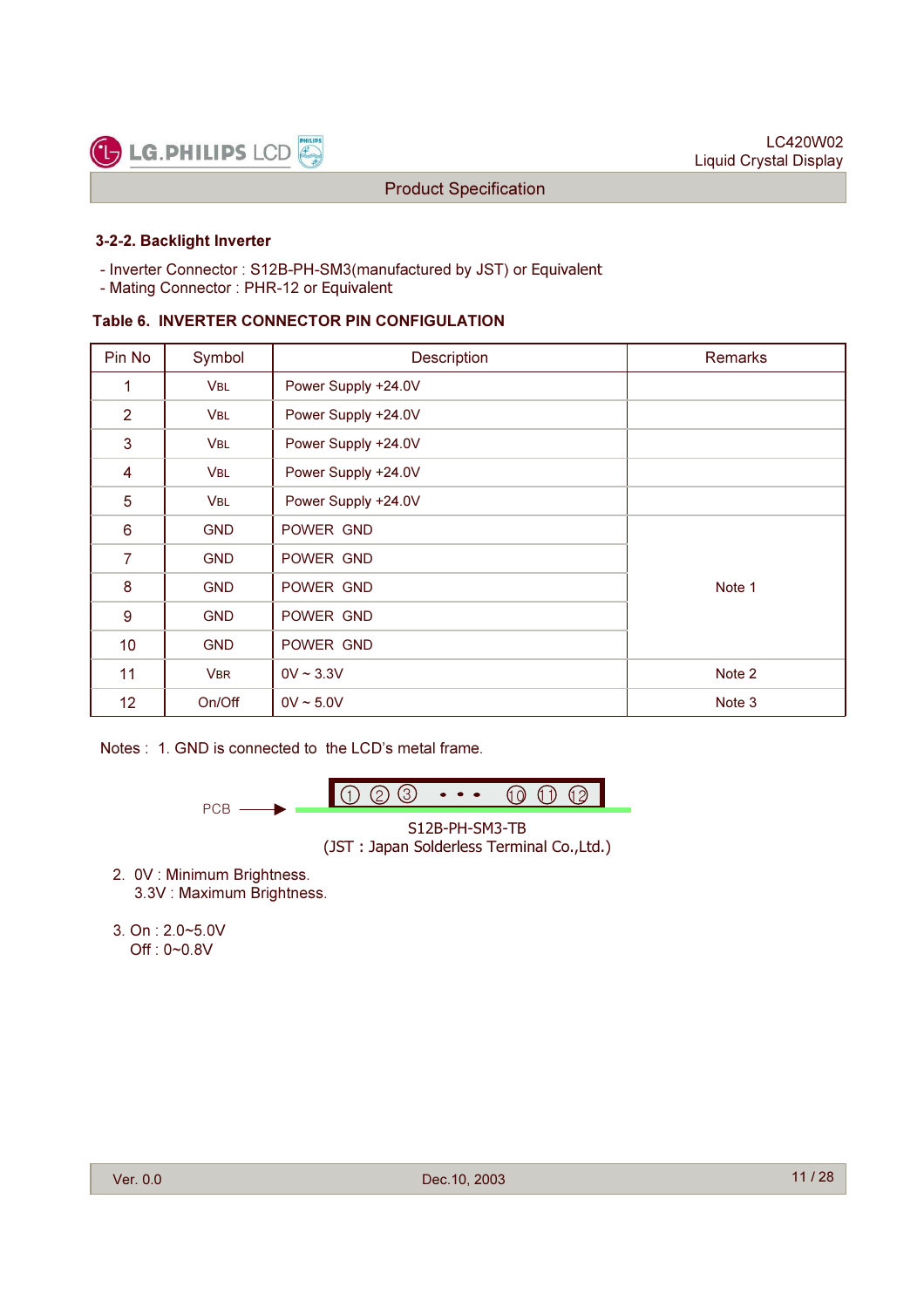### 3-2-2. Backlight Inverter

- Inverter Connector : S12B-PH-SM3(manufactured by JST) or Equivalent
- Mating Connector : PHR-12 or Equivalent

**Table 6. INVERTER CONNECTOR PIN CONFIGULATION**

| Pin No | Symbol | Description | Remarks |
|---|---|---|---|
| 1 | $V_{BL}$ | Power Supply +24.0V | |
| 2 | $V_{BL}$ | Power Supply +24.0V | |
| 3 | $V_{BL}$ | Power Supply +24.0V | |
| 4 | $V_{BL}$ | Power Supply +24.0V | |
| 5 | $V_{BL}$ | Power Supply +24.0V | |
| 6 | GND | POWER GND | Note 1 |
| 7 | GND | POWER GND | |
| 8 | GND | POWER GND | |
| 9 | GND | POWER GND | |
| 10 | GND | POWER GND | |
| 11 | $V_{BR}$ | 0V ~ 3.3V | Note 2 |
| 12 | On/Off | 0V ~ 5.0V | Note 3 |

Notes : 1. GND is connected to the LCD's metal frame.

PCB → ① ② ③ • • • ⑩ ⑪ ⑫

S12B-PH-SM3-TB
(JST : Japan Solderless Terminal Co.,Ltd.)

2. 0V : Minimum Brightness.
   3.3V : Maximum Brightness.

3. On : 2.0~5.0V
   Off : 0~0.8V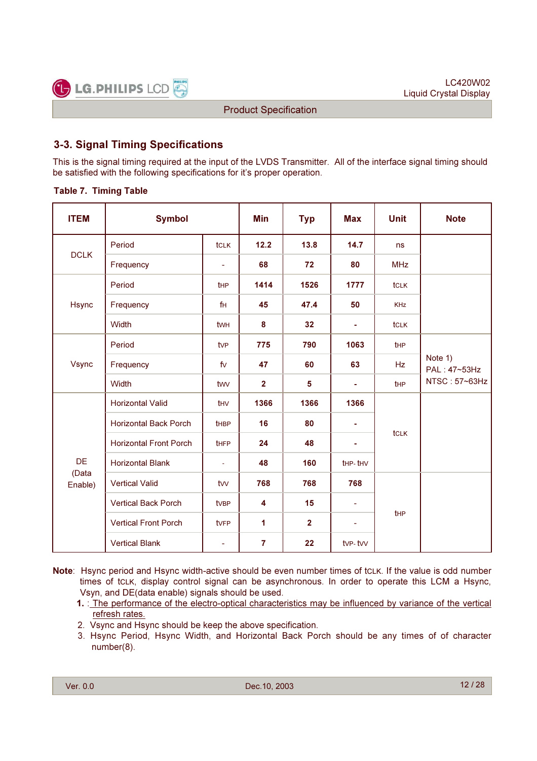## 3-3. Signal Timing Specifications

This is the signal timing required at the input of the LVDS Transmitter. All of the interface signal timing should be satisfied with the following specifications for it's proper operation.

**Table 7. Timing Table**

| ITEM | Symbol | | Min | Typ | Max | Unit | Note |
|---|---|---|---|---|---|---|---|
| DCLK | Period | tCLK | 12.2 | 13.8 | 14.7 | ns | |
| | Frequency | - | 68 | 72 | 80 | MHz | |
| Hsync | Period | tHP | 1414 | 1526 | 1777 | tCLK | |
| | Frequency | fH | 45 | 47.4 | 50 | KHz | |
| | Width | tWH | 8 | 32 | - | tCLK | |
| Vsync | Period | tVP | 775 | 790 | 1063 | tHP | Note 1) PAL : 47~53Hz NTSC : 57~63Hz |
| | Frequency | fV | 47 | 60 | 63 | Hz | |
| | Width | tWV | 2 | 5 | - | tHP | |
| DE (Data Enable) | Horizontal Valid | tHV | 1366 | 1366 | 1366 | tCLK | |
| | Horizontal Back Porch | tHBP | 16 | 80 | - | | |
| | Horizontal Front Porch | tHFP | 24 | 48 | - | | |
| | Horizontal Blank | - | 48 | 160 | tHP- tHV | | |
| | Vertical Valid | tVV | 768 | 768 | 768 | tHP | |
| | Vertical Back Porch | tVBP | 4 | 15 | - | | |
| | Vertical Front Porch | tVFP | 1 | 2 | - | | |
| | Vertical Blank | - | 7 | 22 | tVP- tVV | | |

**Note**: Hsync period and Hsync width-active should be even number times of tCLK. If the value is odd number times of tCLK, display control signal can be asynchronous. In order to operate this LCM a Hsync, Vsyn, and DE(data enable) signals should be used.

1. : The performance of the electro-optical characteristics may be influenced by variance of the vertical refresh rates.
2. Vsync and Hsync should be keep the above specification.
3. Hsync Period, Hsync Width, and Horizontal Back Porch should be any times of of character number(8).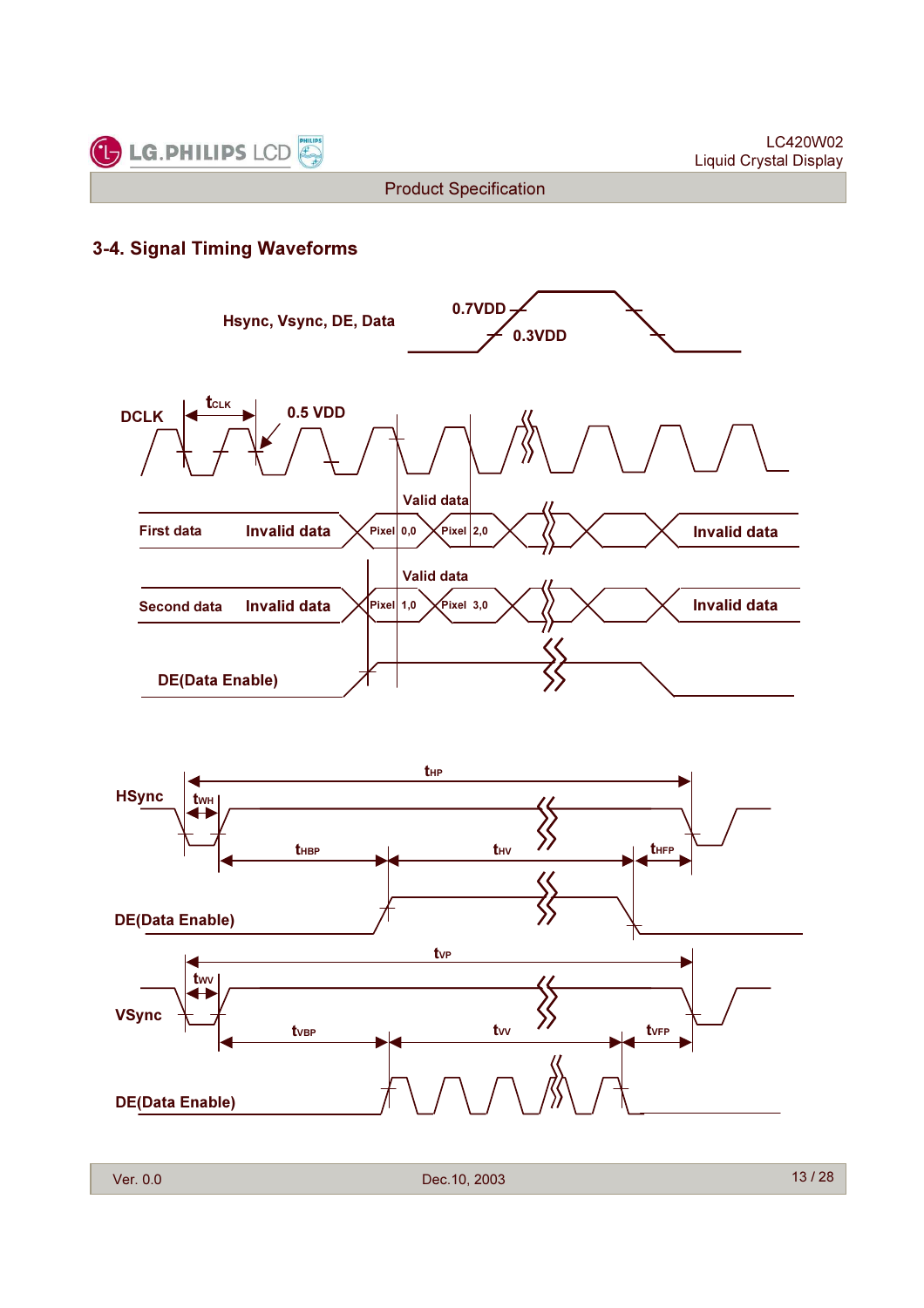## 3-4. Signal Timing Waveforms

Hsync, Vsync, DE, Data

0.7VDD

0.3VDD

DCLK

$t_{CLK}$

0.5 VDD

Valid data

First data — Invalid data — Pixel 0,0 — Pixel 2,0 — Invalid data

Valid data

Second data — Invalid data — Pixel 1,0 — Pixel 3,0 — Invalid data

DE(Data Enable)

HSync

$t_{HP}$

$t_{WH}$

$t_{HBP}$

$t_{HV}$

$t_{HFP}$

DE(Data Enable)

$t_{VP}$

$t_{WV}$

VSync

$t_{VBP}$

$t_{VV}$

$t_{VFP}$

DE(Data Enable)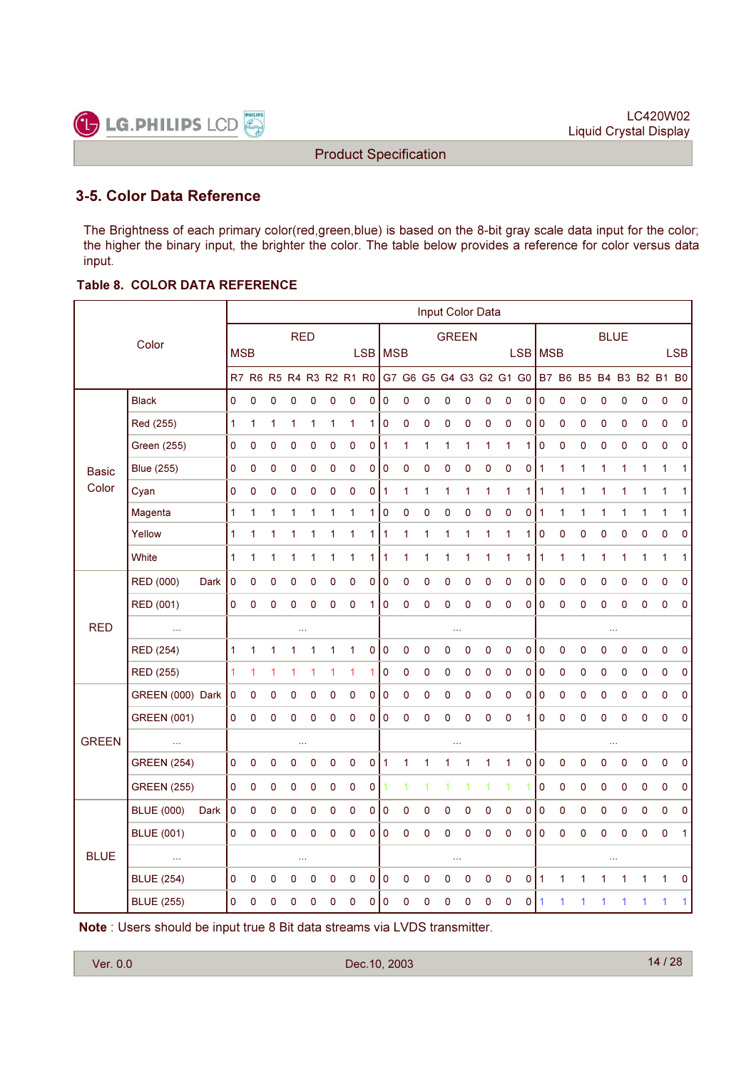## 3-5. Color Data Reference

The Brightness of each primary color(red,green,blue) is based on the 8-bit gray scale data input for the color; the higher the binary input, the brighter the color. The table below provides a reference for color versus data input.

**Table 8. COLOR DATA REFERENCE**

| Color | | Input Color Data | | | | | | | | | | | | | | | | | | | | | | | |
|---|---|---|---|---|---|---|---|---|---|---|---|---|---|---|---|---|---|---|---|---|---|---|---|---|---|
| | | RED | | | | | | | | GREEN | | | | | | | | BLUE | | | | | | | |
| | | MSB | | | | | | | LSB | MSB | | | | | | | LSB | MSB | | | | | | | LSB |
| | | R7 | R6 | R5 | R4 | R3 | R2 | R1 | R0 | G7 | G6 | G5 | G4 | G3 | G2 | G1 | G0 | B7 | B6 | B5 | B4 | B3 | B2 | B1 | B0 |
| Basic Color | Black | 0 | 0 | 0 | 0 | 0 | 0 | 0 | 0 | 0 | 0 | 0 | 0 | 0 | 0 | 0 | 0 | 0 | 0 | 0 | 0 | 0 | 0 | 0 | 0 |
| | Red (255) | 1 | 1 | 1 | 1 | 1 | 1 | 1 | 1 | 0 | 0 | 0 | 0 | 0 | 0 | 0 | 0 | 0 | 0 | 0 | 0 | 0 | 0 | 0 | 0 |
| | Green (255) | 0 | 0 | 0 | 0 | 0 | 0 | 0 | 0 | 1 | 1 | 1 | 1 | 1 | 1 | 1 | 1 | 0 | 0 | 0 | 0 | 0 | 0 | 0 | 0 |
| | Blue (255) | 0 | 0 | 0 | 0 | 0 | 0 | 0 | 0 | 0 | 0 | 0 | 0 | 0 | 0 | 0 | 0 | 1 | 1 | 1 | 1 | 1 | 1 | 1 | 1 |
| | Cyan | 0 | 0 | 0 | 0 | 0 | 0 | 0 | 0 | 1 | 1 | 1 | 1 | 1 | 1 | 1 | 1 | 1 | 1 | 1 | 1 | 1 | 1 | 1 | 1 |
| | Magenta | 1 | 1 | 1 | 1 | 1 | 1 | 1 | 1 | 0 | 0 | 0 | 0 | 0 | 0 | 0 | 0 | 1 | 1 | 1 | 1 | 1 | 1 | 1 | 1 |
| | Yellow | 1 | 1 | 1 | 1 | 1 | 1 | 1 | 1 | 1 | 1 | 1 | 1 | 1 | 1 | 1 | 1 | 0 | 0 | 0 | 0 | 0 | 0 | 0 | 0 |
| | White | 1 | 1 | 1 | 1 | 1 | 1 | 1 | 1 | 1 | 1 | 1 | 1 | 1 | 1 | 1 | 1 | 1 | 1 | 1 | 1 | 1 | 1 | 1 | 1 |
| RED | RED (000) Dark | 0 | 0 | 0 | 0 | 0 | 0 | 0 | 0 | 0 | 0 | 0 | 0 | 0 | 0 | 0 | 0 | 0 | 0 | 0 | 0 | 0 | 0 | 0 | 0 |
| | RED (001) | 0 | 0 | 0 | 0 | 0 | 0 | 0 | 1 | 0 | 0 | 0 | 0 | 0 | 0 | 0 | 0 | 0 | 0 | 0 | 0 | 0 | 0 | 0 | 0 |
| | ... | ... | | | | | | | | ... | | | | | | | | ... | | | | | | | |
| | RED (254) | 1 | 1 | 1 | 1 | 1 | 1 | 1 | 0 | 0 | 0 | 0 | 0 | 0 | 0 | 0 | 0 | 0 | 0 | 0 | 0 | 0 | 0 | 0 | 0 |
| | RED (255) | 1 | 1 | 1 | 1 | 1 | 1 | 1 | 1 | 0 | 0 | 0 | 0 | 0 | 0 | 0 | 0 | 0 | 0 | 0 | 0 | 0 | 0 | 0 | 0 |
| GREEN | GREEN (000) Dark | 0 | 0 | 0 | 0 | 0 | 0 | 0 | 0 | 0 | 0 | 0 | 0 | 0 | 0 | 0 | 0 | 0 | 0 | 0 | 0 | 0 | 0 | 0 | 0 |
| | GREEN (001) | 0 | 0 | 0 | 0 | 0 | 0 | 0 | 0 | 0 | 0 | 0 | 0 | 0 | 0 | 0 | 1 | 0 | 0 | 0 | 0 | 0 | 0 | 0 | 0 |
| | ... | ... | | | | | | | | ... | | | | | | | | ... | | | | | | | |
| | GREEN (254) | 0 | 0 | 0 | 0 | 0 | 0 | 0 | 0 | 1 | 1 | 1 | 1 | 1 | 1 | 1 | 0 | 0 | 0 | 0 | 0 | 0 | 0 | 0 | 0 |
| | GREEN (255) | 0 | 0 | 0 | 0 | 0 | 0 | 0 | 0 | 1 | 1 | 1 | 1 | 1 | 1 | 1 | 1 | 0 | 0 | 0 | 0 | 0 | 0 | 0 | 0 |
| BLUE | BLUE (000) Dark | 0 | 0 | 0 | 0 | 0 | 0 | 0 | 0 | 0 | 0 | 0 | 0 | 0 | 0 | 0 | 0 | 0 | 0 | 0 | 0 | 0 | 0 | 0 | 0 |
| | BLUE (001) | 0 | 0 | 0 | 0 | 0 | 0 | 0 | 0 | 0 | 0 | 0 | 0 | 0 | 0 | 0 | 0 | 0 | 0 | 0 | 0 | 0 | 0 | 0 | 1 |
| | ... | ... | | | | | | | | ... | | | | | | | | ... | | | | | | | |
| | BLUE (254) | 0 | 0 | 0 | 0 | 0 | 0 | 0 | 0 | 0 | 0 | 0 | 0 | 0 | 0 | 0 | 0 | 1 | 1 | 1 | 1 | 1 | 1 | 1 | 0 |
| | BLUE (255) | 0 | 0 | 0 | 0 | 0 | 0 | 0 | 0 | 0 | 0 | 0 | 0 | 0 | 0 | 0 | 0 | 1 | 1 | 1 | 1 | 1 | 1 | 1 | 1 |

**Note** : Users should be input true 8 Bit data streams via LVDS transmitter.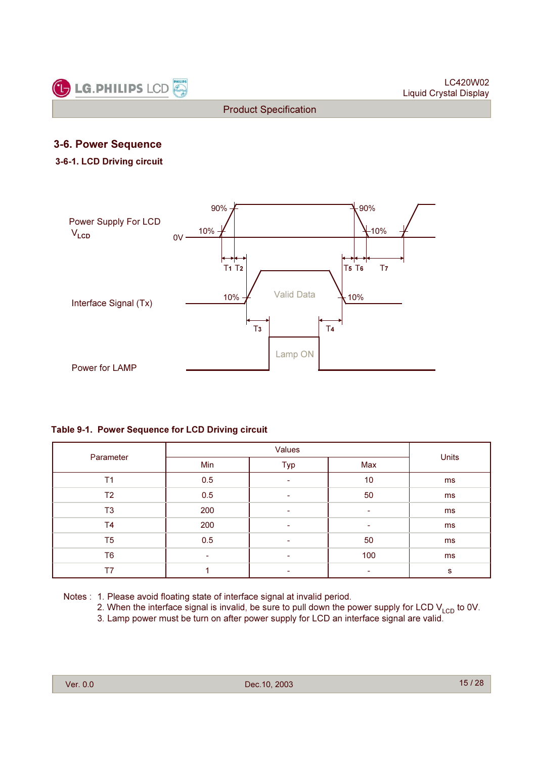## 3-6. Power Sequence

### 3-6-1. LCD Driving circuit

Power Supply For LCD $V_{LCD}$

0V

90%

10%

90%

10%

T1 T2

T5 T6

T7

Interface Signal (Tx)

10%

Valid Data

10%

T3

T4

Power for LAMP

Lamp ON

**Table 9-1. Power Sequence for LCD Driving circuit**

| Parameter | Values | | | Units |
|---|---|---|---|---|
| | Min | Typ | Max | |
| T1 | 0.5 | - | 10 | ms |
| T2 | 0.5 | - | 50 | ms |
| T3 | 200 | - | - | ms |
| T4 | 200 | - | - | ms |
| T5 | 0.5 | - | 50 | ms |
| T6 | - | - | 100 | ms |
| T7 | 1 | - | - | s |

Notes :
1. Please avoid floating state of interface signal at invalid period.
2. When the interface signal is invalid, be sure to pull down the power supply for LCD $V_{LCD}$ to 0V.
3. Lamp power must be turn on after power supply for LCD an interface signal are valid.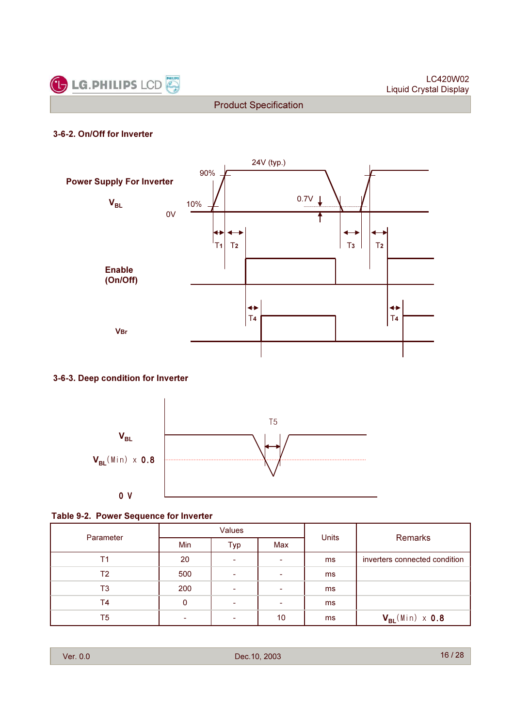### 3-6-2. On/Off for Inverter

Power Supply For Inverter

$V_{BL}$

24V (typ.)

90%

10%

0V

0.7V

T1 T2 T3 T2

Enable (On/Off)

T4 T4

$V_{Br}$

### 3-6-3. Deep condition for Inverter

$V_{BL}$

$V_{BL}$(Min) x 0.8

0 V

T5

**Table 9-2. Power Sequence for Inverter**

| Parameter | Values | | | Units | Remarks |
|---|---|---|---|---|---|
| | Min | Typ | Max | | |
| T1 | 20 | - | - | ms | inverters connected condition |
| T2 | 500 | - | - | ms | |
| T3 | 200 | - | - | ms | |
| T4 | 0 | - | - | ms | |
| T5 | - | - | 10 | ms | $V_{BL}$(Min) x 0.8 |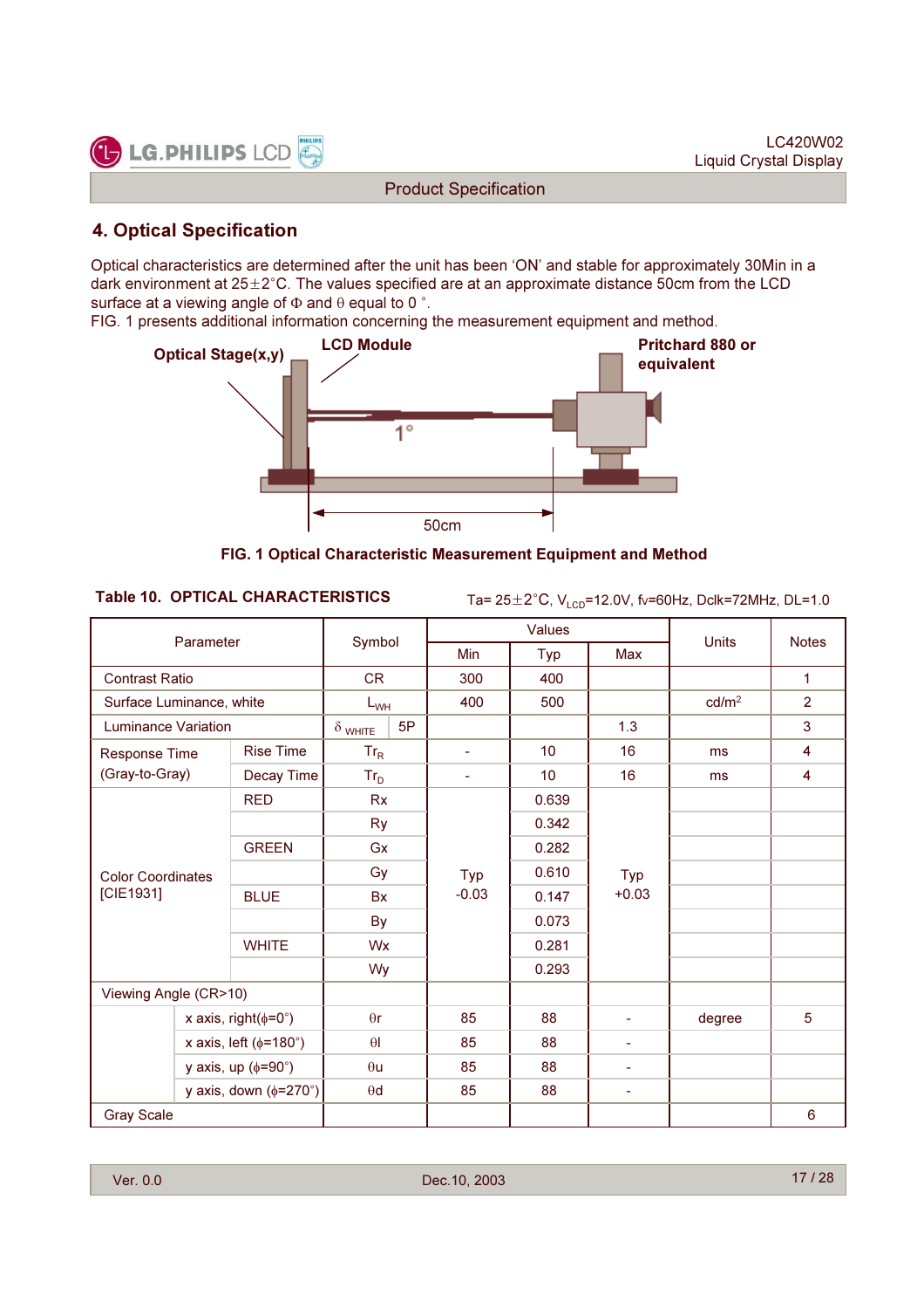## 4. Optical Specification

Optical characteristics are determined after the unit has been 'ON' and stable for approximately 30Min in a dark environment at 25±2°C. The values specified are at an approximate distance 50cm from the LCD surface at a viewing angle of Φ and θ equal to 0 °.

FIG. 1 presents additional information concerning the measurement equipment and method.

Optical Stage(x,y) LCD Module Pritchard 880 or equivalent 1° 50cm

**FIG. 1 Optical Characteristic Measurement Equipment and Method**

**Table 10. OPTICAL CHARACTERISTICS** Ta= 25±2°C, $V_{LCD}$=12.0V, fv=60Hz, Dclk=72MHz, DL=1.0

| Parameter | | Symbol | | Values | | | Units | Notes |
|---|---|---|---|---|---|---|---|---|
| | | | | Min | Typ | Max | | |
| Contrast Ratio | | CR | | 300 | 400 | | | 1 |
| Surface Luminance, white | | $L_{WH}$ | | 400 | 500 | | cd/m$^2$ | 2 |
| Luminance Variation | | $\delta_{WHITE}$ | 5P | | | 1.3 | | 3 |
| Response Time (Gray-to-Gray) | Rise Time | $Tr_R$ | | - | 10 | 16 | ms | 4 |
| | Decay Time | $Tr_D$ | | - | 10 | 16 | ms | 4 |
| Color Coordinates [CIE1931] | RED | Rx | | Typ -0.03 | 0.639 | Typ +0.03 | | |
| | | Ry | | | 0.342 | | | |
| | GREEN | Gx | | | 0.282 | | | |
| | | Gy | | | 0.610 | | | |
| | BLUE | Bx | | | 0.147 | | | |
| | | By | | | 0.073 | | | |
| | WHITE | Wx | | | 0.281 | | | |
| | | Wy | | | 0.293 | | | |
| Viewing Angle (CR>10) | | | | | | | | |
| | x axis, right(φ=0°) | θr | | 85 | 88 | - | degree | 5 |
| | x axis, left (φ=180°) | θl | | 85 | 88 | - | | |
| | y axis, up (φ=90°) | θu | | 85 | 88 | - | | |
| | y axis, down (φ=270°) | θd | | 85 | 88 | - | | |
| Gray Scale | | | | | | | | 6 |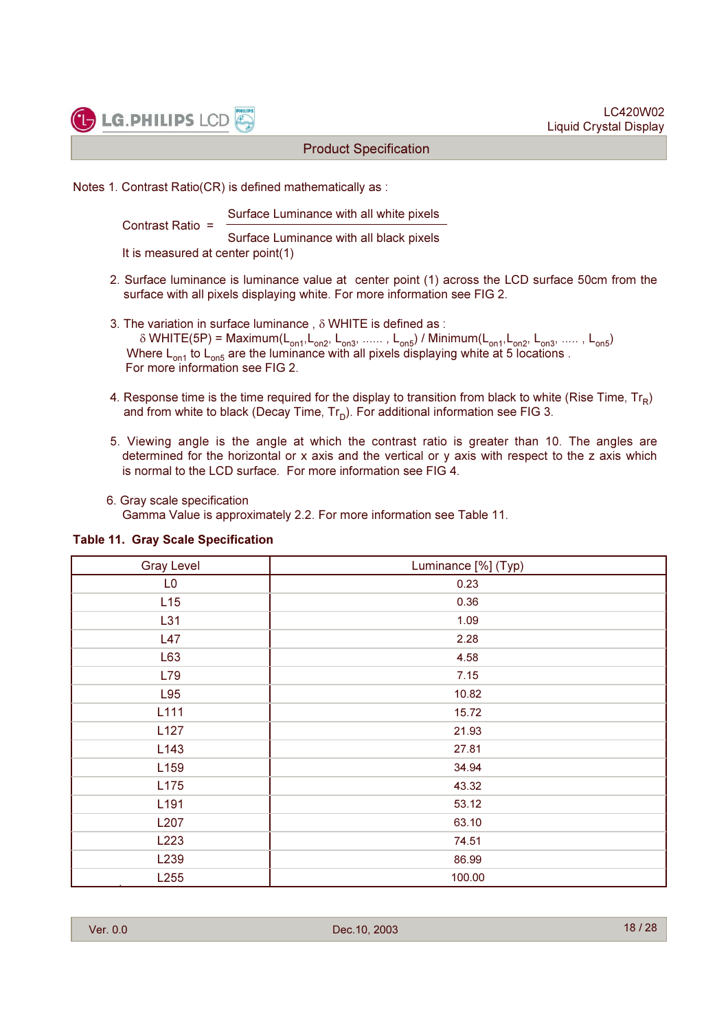Notes 1. Contrast Ratio(CR) is defined mathematically as :

$$\text{Contrast Ratio} = \frac{\text{Surface Luminance with all white pixels}}{\text{Surface Luminance with all black pixels}}$$

It is measured at center point(1)

2. Surface luminance is luminance value at center point (1) across the LCD surface 50cm from the surface with all pixels displaying white. For more information see FIG 2.

3. The variation in surface luminance , $\delta$ WHITE is defined as :
   $\delta$ WHITE(5P) = Maximum($L_{on1}$,$L_{on2}$, $L_{on3}$, ...... , $L_{on5}$) / Minimum($L_{on1}$,$L_{on2}$, $L_{on3}$, ..... , $L_{on5}$)
   Where $L_{on1}$ to $L_{on5}$ are the luminance with all pixels displaying white at 5 locations .
   For more information see FIG 2.

4. Response time is the time required for the display to transition from black to white (Rise Time, $Tr_R$) and from white to black (Decay Time, $Tr_D$). For additional information see FIG 3.

5. Viewing angle is the angle at which the contrast ratio is greater than 10. The angles are determined for the horizontal or x axis and the vertical or y axis with respect to the z axis which is normal to the LCD surface. For more information see FIG 4.

6. Gray scale specification
   Gamma Value is approximately 2.2. For more information see Table 11.

**Table 11. Gray Scale Specification**

| Gray Level | Luminance [%] (Typ) |
|---|---|
| L0 | 0.23 |
| L15 | 0.36 |
| L31 | 1.09 |
| L47 | 2.28 |
| L63 | 4.58 |
| L79 | 7.15 |
| L95 | 10.82 |
| L111 | 15.72 |
| L127 | 21.93 |
| L143 | 27.81 |
| L159 | 34.94 |
| L175 | 43.32 |
| L191 | 53.12 |
| L207 | 63.10 |
| L223 | 74.51 |
| L239 | 86.99 |
| L255 | 100.00 |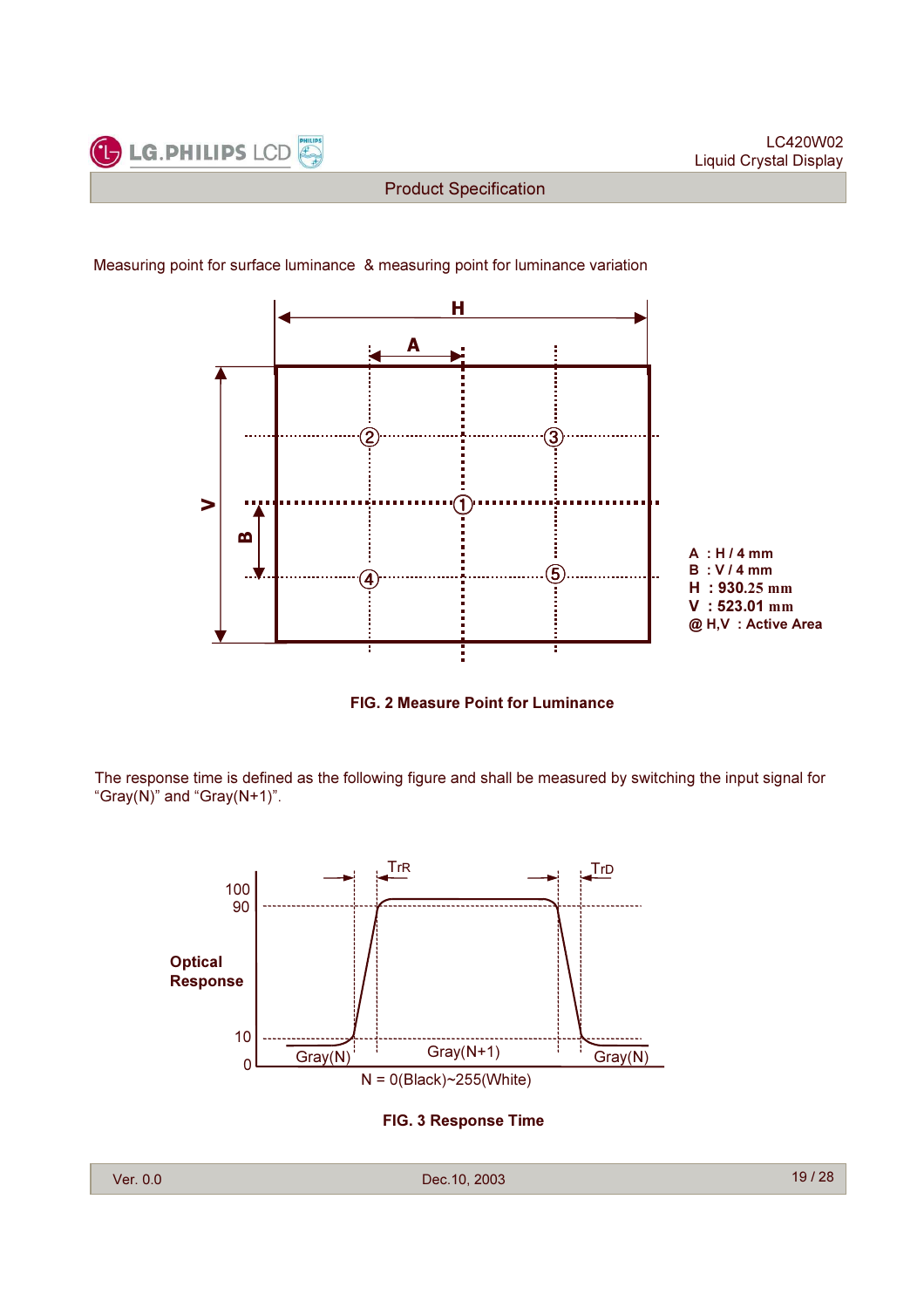Measuring point for surface luminance & measuring point for luminance variation

A : H / 4 mm
B : V / 4 mm
H : 930.25 mm
V : 523.01 mm
@ H,V : Active Area

**FIG. 2 Measure Point for Luminance**

The response time is defined as the following figure and shall be measured by switching the input signal for "Gray(N)" and "Gray(N+1)".

**FIG. 3 Response Time**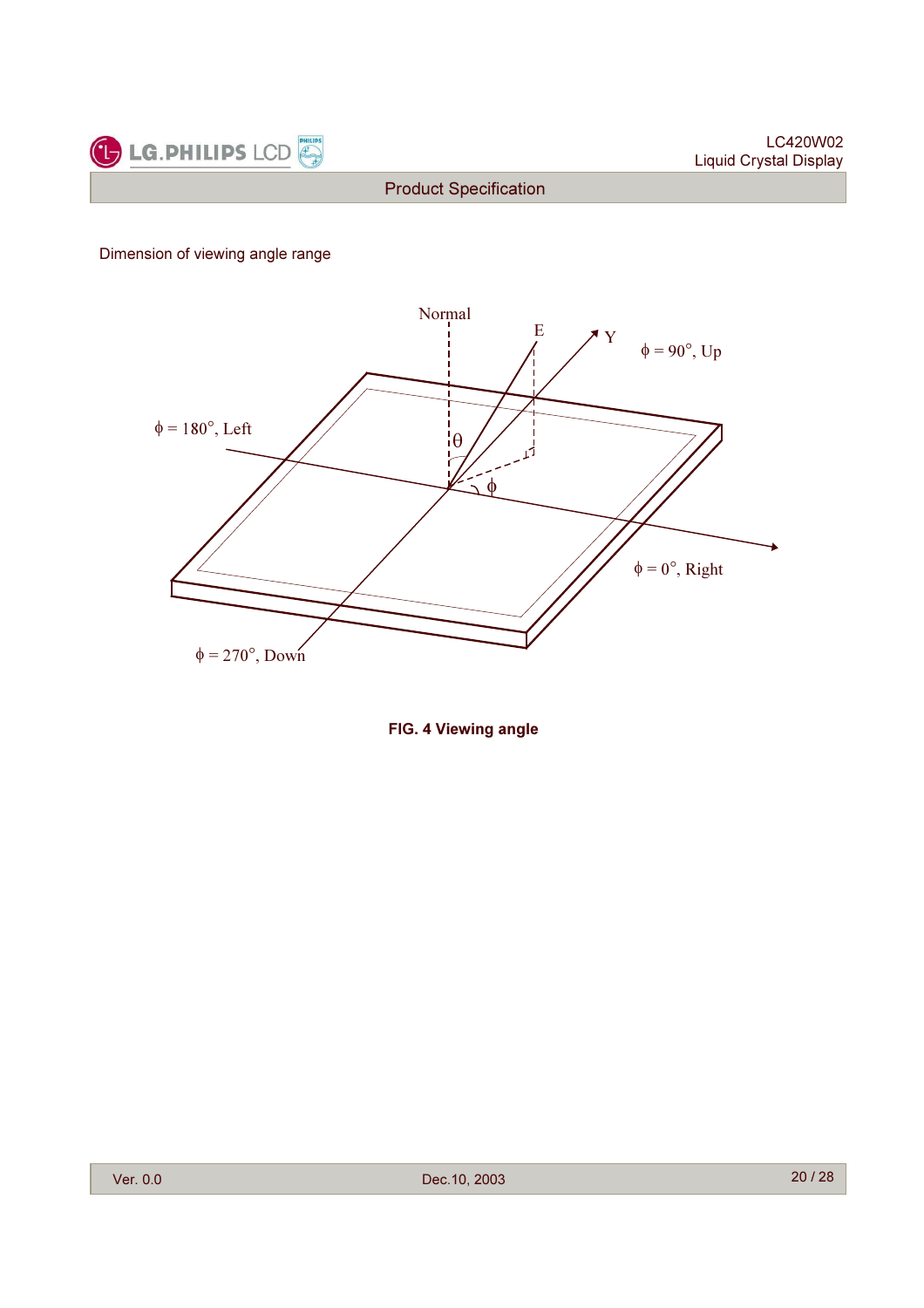Dimension of viewing angle range

Normal

E

Y

$\phi = 90°$, Up

$\phi = 180°$, Left

$\theta$

$\phi$

$\phi = 0°$, Right

$\phi = 270°$, Down

**FIG. 4 Viewing angle**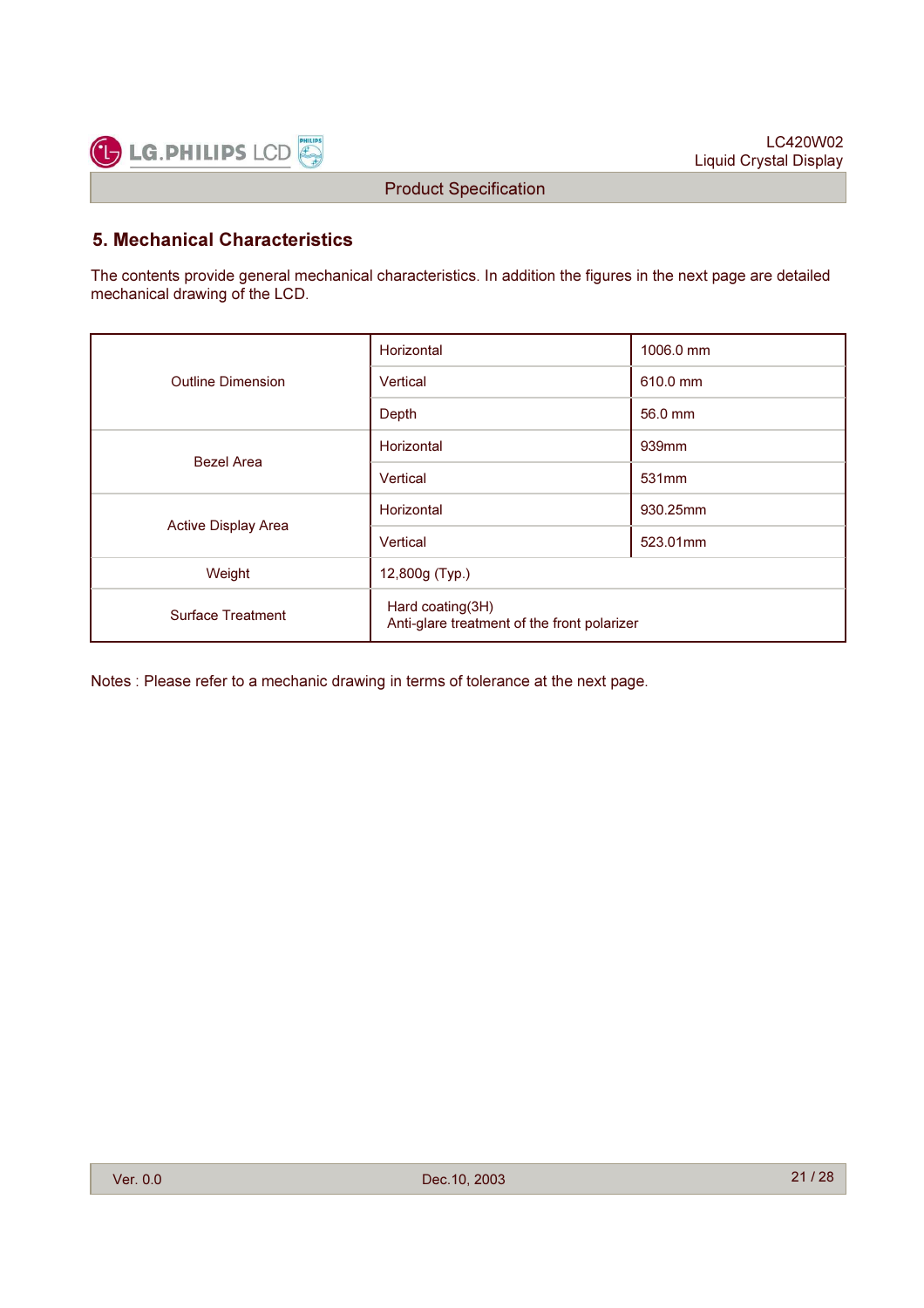## 5. Mechanical Characteristics

The contents provide general mechanical characteristics. In addition the figures in the next page are detailed mechanical drawing of the LCD.

| | | |
|---|---|---|
| Outline Dimension | Horizontal | 1006.0 mm |
| | Vertical | 610.0 mm |
| | Depth | 56.0 mm |
| Bezel Area | Horizontal | 939mm |
| | Vertical | 531mm |
| Active Display Area | Horizontal | 930.25mm |
| | Vertical | 523.01mm |
| Weight | 12,800g (Typ.) | |
| Surface Treatment | Hard coating(3H)<br>Anti-glare treatment of the front polarizer | |

Notes : Please refer to a mechanic drawing in terms of tolerance at the next page.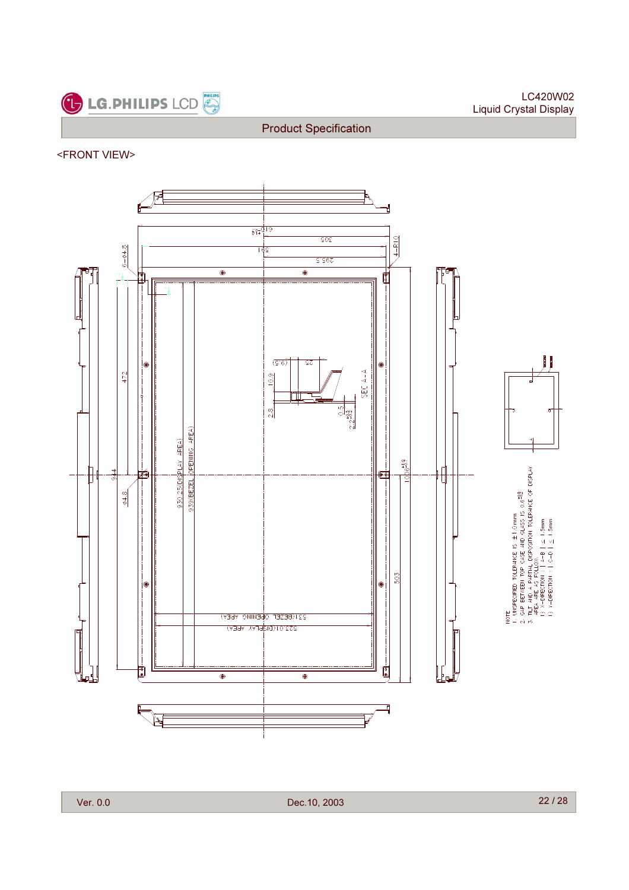<FRONT VIEW>

NOTE
1. UNSPECIFIED TOLERANCE IS ±1.0mm
2. GAP BETWEEN TOP CASE AND GLASS IS 0.6
3. TILT AND A PARTIAL DISPOSITION TOLERANCE OF DISPLAY AREA ARE AS FOLLOW.
   1) X-DIRECTION : | A-B | ≤ 1.5mm
   1) Y-DIRECTION : | C-D | ≤ 1.5mm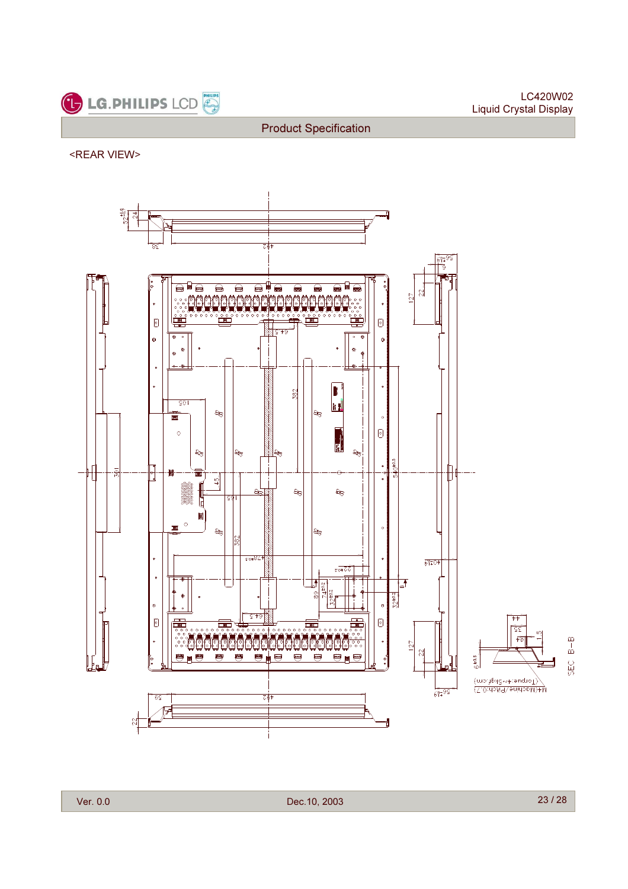<REAR VIEW>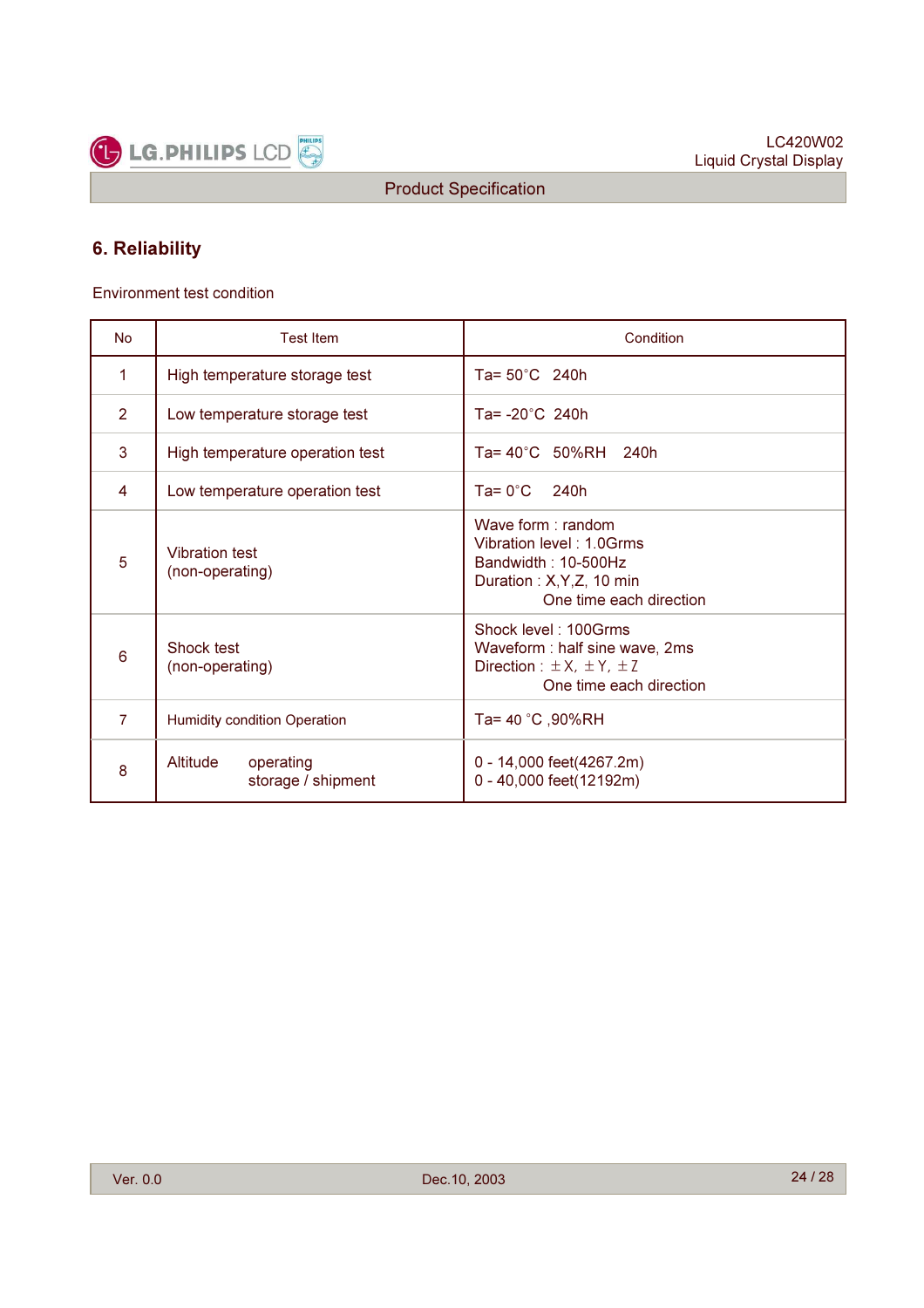## 6. Reliability

Environment test condition

| No | Test Item | Condition |
|---|---|---|
| 1 | High temperature storage test | Ta= 50°C 240h |
| 2 | Low temperature storage test | Ta= -20°C 240h |
| 3 | High temperature operation test | Ta= 40°C 50%RH 240h |
| 4 | Low temperature operation test | Ta= 0°C 240h |
| 5 | Vibration test (non-operating) | Wave form : random<br>Vibration level : 1.0Grms<br>Bandwidth : 10-500Hz<br>Duration : X,Y,Z, 10 min<br>One time each direction |
| 6 | Shock test (non-operating) | Shock level : 100Grms<br>Waveform : half sine wave, 2ms<br>Direction : ±X, ±Y, ±Z<br>One time each direction |
| 7 | Humidity condition Operation | Ta= 40 °C ,90%RH |
| 8 | Altitude operating<br>storage / shipment | 0 - 14,000 feet(4267.2m)<br>0 - 40,000 feet(12192m) |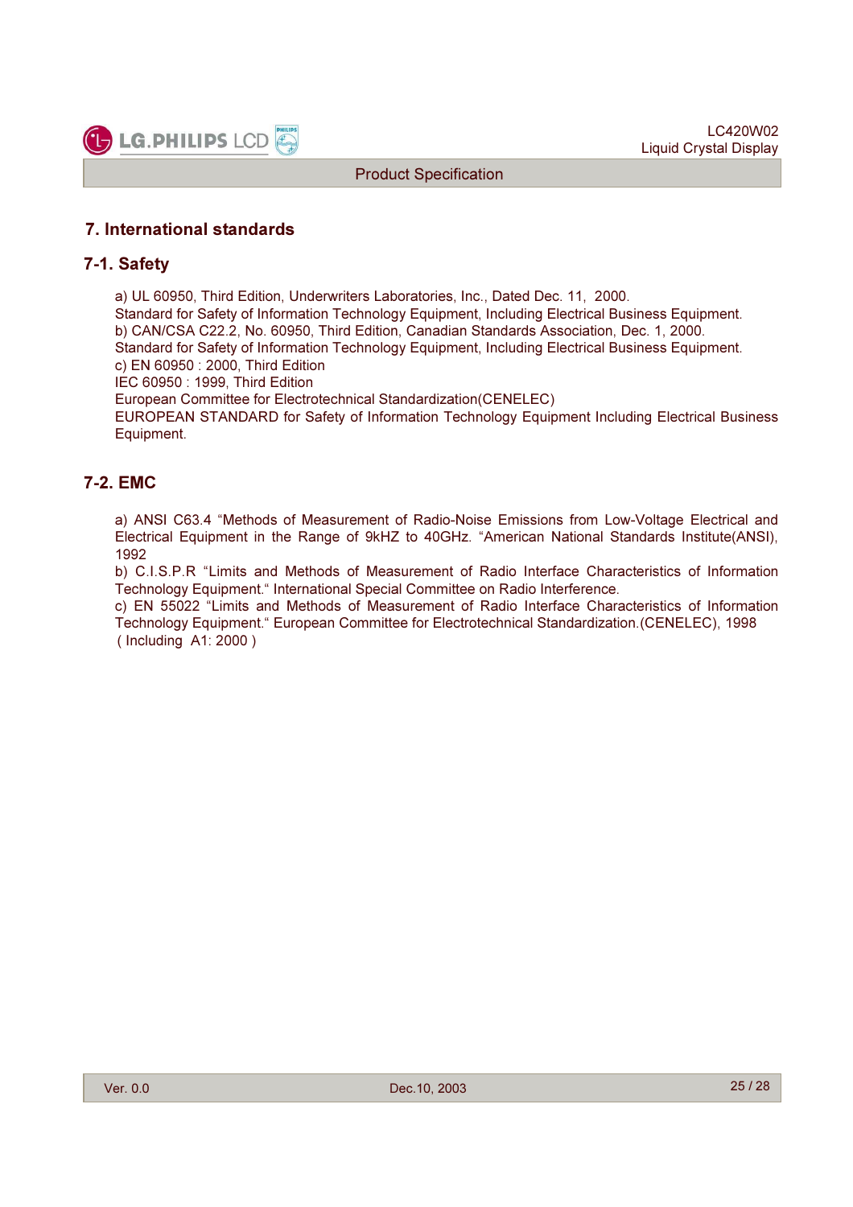# 7. International standards

## 7-1. Safety

a) UL 60950, Third Edition, Underwriters Laboratories, Inc., Dated Dec. 11, 2000.
Standard for Safety of Information Technology Equipment, Including Electrical Business Equipment.
b) CAN/CSA C22.2, No. 60950, Third Edition, Canadian Standards Association, Dec. 1, 2000.
Standard for Safety of Information Technology Equipment, Including Electrical Business Equipment.
c) EN 60950 : 2000, Third Edition
IEC 60950 : 1999, Third Edition
European Committee for Electrotechnical Standardization(CENELEC)
EUROPEAN STANDARD for Safety of Information Technology Equipment Including Electrical Business Equipment.

## 7-2. EMC

a) ANSI C63.4 “Methods of Measurement of Radio-Noise Emissions from Low-Voltage Electrical and Electrical Equipment in the Range of 9kHZ to 40GHz. “American National Standards Institute(ANSI), 1992
b) C.I.S.P.R “Limits and Methods of Measurement of Radio Interface Characteristics of Information Technology Equipment.“ International Special Committee on Radio Interference.
c) EN 55022 “Limits and Methods of Measurement of Radio Interface Characteristics of Information Technology Equipment.“ European Committee for Electrotechnical Standardization.(CENELEC), 1998 ( Including A1: 2000 )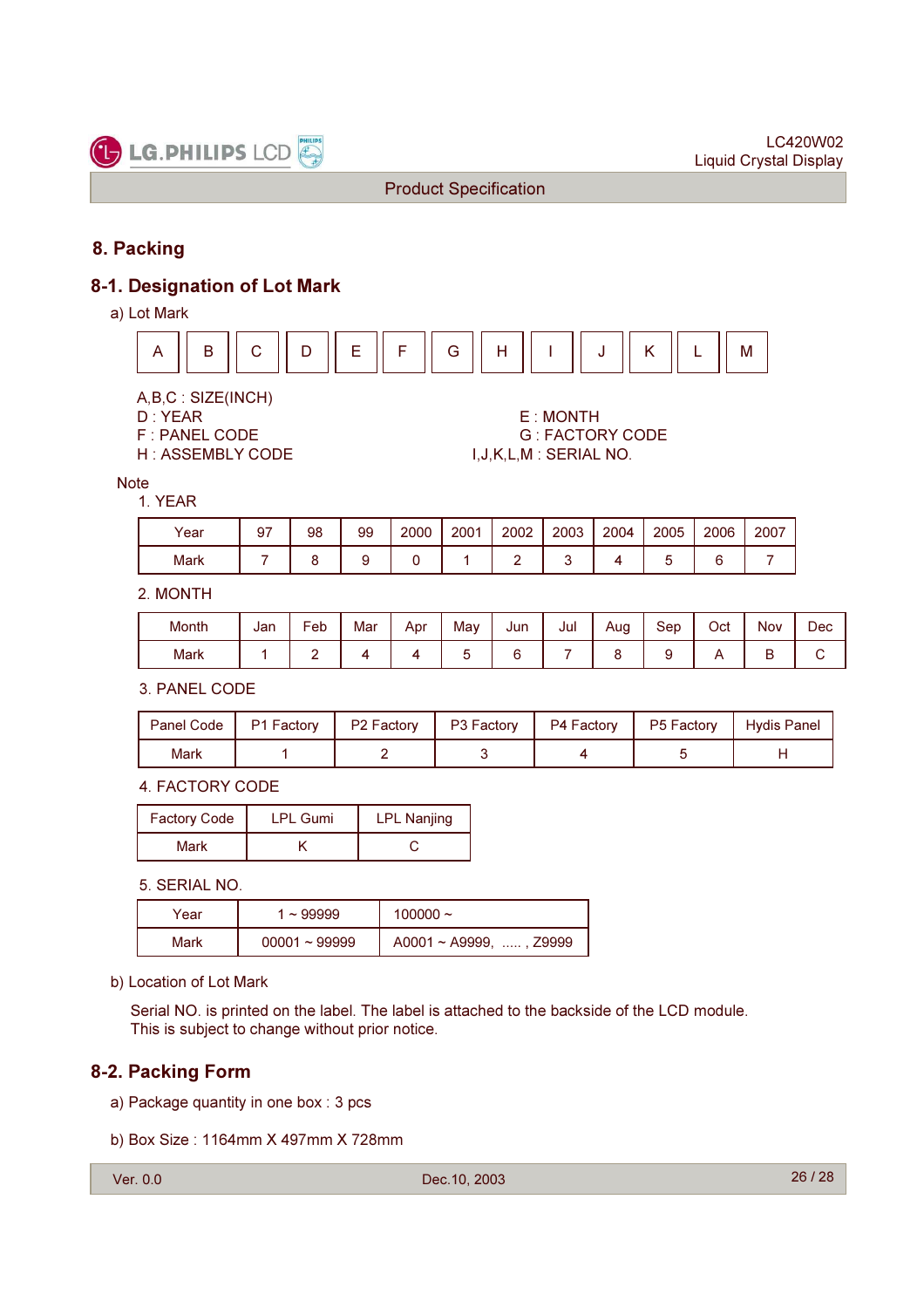# 8. Packing

## 8-1. Designation of Lot Mark

a) Lot Mark

| A | B | C | D | E | F | G | H | I | J | K | L | M |
|---|---|---|---|---|---|---|---|---|---|---|---|---|

A,B,C : SIZE(INCH)
D : YEAR
E : MONTH
F : PANEL CODE
G : FACTORY CODE
H : ASSEMBLY CODE
I,J,K,L,M : SERIAL NO.

Note

1. YEAR

| Year | 97 | 98 | 99 | 2000 | 2001 | 2002 | 2003 | 2004 | 2005 | 2006 | 2007 |
|---|---|---|---|---|---|---|---|---|---|---|---|
| Mark | 7 | 8 | 9 | 0 | 1 | 2 | 3 | 4 | 5 | 6 | 7 |

2. MONTH

| Month | Jan | Feb | Mar | Apr | May | Jun | Jul | Aug | Sep | Oct | Nov | Dec |
|---|---|---|---|---|---|---|---|---|---|---|---|---|
| Mark | 1 | 2 | 4 | 4 | 5 | 6 | 7 | 8 | 9 | A | B | C |

3. PANEL CODE

| Panel Code | P1 Factory | P2 Factory | P3 Factory | P4 Factory | P5 Factory | Hydis Panel |
|---|---|---|---|---|---|---|
| Mark | 1 | 2 | 3 | 4 | 5 | H |

4. FACTORY CODE

| Factory Code | LPL Gumi | LPL Nanjing |
|---|---|---|
| Mark | K | C |

5. SERIAL NO.

| Year | 1 ~ 99999 | 100000 ~ |
|---|---|---|
| Mark | 00001 ~ 99999 | A0001 ~ A9999, ..... , Z9999 |

b) Location of Lot Mark

Serial NO. is printed on the label. The label is attached to the backside of the LCD module.
This is subject to change without prior notice.

## 8-2. Packing Form

a) Package quantity in one box : 3 pcs

b) Box Size : 1164mm X 497mm X 728mm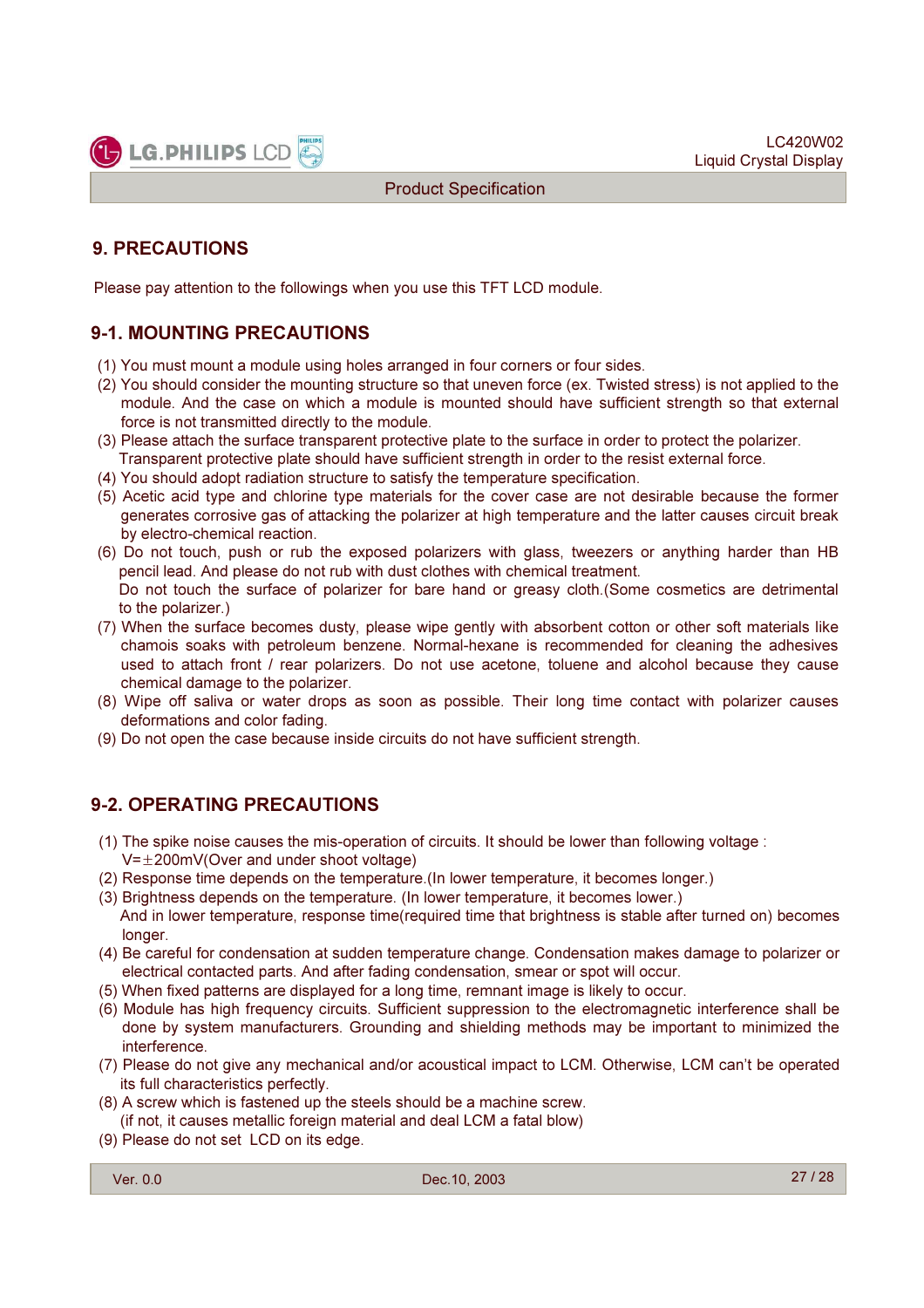# 9. PRECAUTIONS

Please pay attention to the followings when you use this TFT LCD module.

## 9-1. MOUNTING PRECAUTIONS

(1) You must mount a module using holes arranged in four corners or four sides.
(2) You should consider the mounting structure so that uneven force (ex. Twisted stress) is not applied to the module. And the case on which a module is mounted should have sufficient strength so that external force is not transmitted directly to the module.
(3) Please attach the surface transparent protective plate to the surface in order to protect the polarizer. Transparent protective plate should have sufficient strength in order to the resist external force.
(4) You should adopt radiation structure to satisfy the temperature specification.
(5) Acetic acid type and chlorine type materials for the cover case are not desirable because the former generates corrosive gas of attacking the polarizer at high temperature and the latter causes circuit break by electro-chemical reaction.
(6) Do not touch, push or rub the exposed polarizers with glass, tweezers or anything harder than HB pencil lead. And please do not rub with dust clothes with chemical treatment. Do not touch the surface of polarizer for bare hand or greasy cloth.(Some cosmetics are detrimental to the polarizer.)
(7) When the surface becomes dusty, please wipe gently with absorbent cotton or other soft materials like chamois soaks with petroleum benzene. Normal-hexane is recommended for cleaning the adhesives used to attach front / rear polarizers. Do not use acetone, toluene and alcohol because they cause chemical damage to the polarizer.
(8) Wipe off saliva or water drops as soon as possible. Their long time contact with polarizer causes deformations and color fading.
(9) Do not open the case because inside circuits do not have sufficient strength.

## 9-2. OPERATING PRECAUTIONS

(1) The spike noise causes the mis-operation of circuits. It should be lower than following voltage : V=±200mV(Over and under shoot voltage)
(2) Response time depends on the temperature.(In lower temperature, it becomes longer.)
(3) Brightness depends on the temperature. (In lower temperature, it becomes lower.) And in lower temperature, response time(required time that brightness is stable after turned on) becomes longer.
(4) Be careful for condensation at sudden temperature change. Condensation makes damage to polarizer or electrical contacted parts. And after fading condensation, smear or spot will occur.
(5) When fixed patterns are displayed for a long time, remnant image is likely to occur.
(6) Module has high frequency circuits. Sufficient suppression to the electromagnetic interference shall be done by system manufacturers. Grounding and shielding methods may be important to minimized the interference.
(7) Please do not give any mechanical and/or acoustical impact to LCM. Otherwise, LCM can't be operated its full characteristics perfectly.
(8) A screw which is fastened up the steels should be a machine screw. (if not, it causes metallic foreign material and deal LCM a fatal blow)
(9) Please do not set LCD on its edge.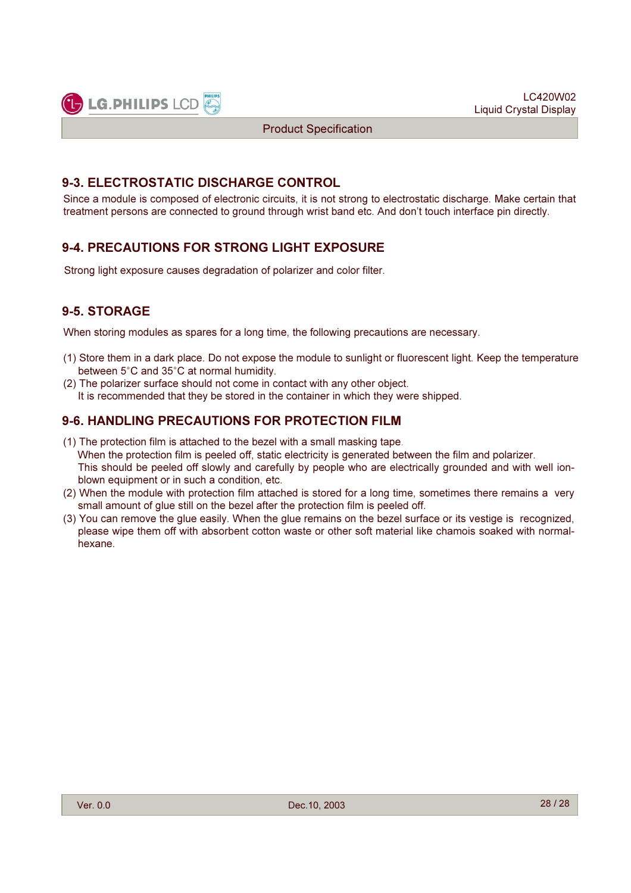## 9-3. ELECTROSTATIC DISCHARGE CONTROL

Since a module is composed of electronic circuits, it is not strong to electrostatic discharge. Make certain that treatment persons are connected to ground through wrist band etc. And don't touch interface pin directly.

## 9-4. PRECAUTIONS FOR STRONG LIGHT EXPOSURE

Strong light exposure causes degradation of polarizer and color filter.

## 9-5. STORAGE

When storing modules as spares for a long time, the following precautions are necessary.

(1) Store them in a dark place. Do not expose the module to sunlight or fluorescent light. Keep the temperature between 5°C and 35°C at normal humidity.
(2) The polarizer surface should not come in contact with any other object.
It is recommended that they be stored in the container in which they were shipped.

## 9-6. HANDLING PRECAUTIONS FOR PROTECTION FILM

(1) The protection film is attached to the bezel with a small masking tape.
When the protection film is peeled off, static electricity is generated between the film and polarizer.
This should be peeled off slowly and carefully by people who are electrically grounded and with well ion-blown equipment or in such a condition, etc.
(2) When the module with protection film attached is stored for a long time, sometimes there remains a very small amount of glue still on the bezel after the protection film is peeled off.
(3) You can remove the glue easily. When the glue remains on the bezel surface or its vestige is recognized, please wipe them off with absorbent cotton waste or other soft material like chamois soaked with normal-hexane.